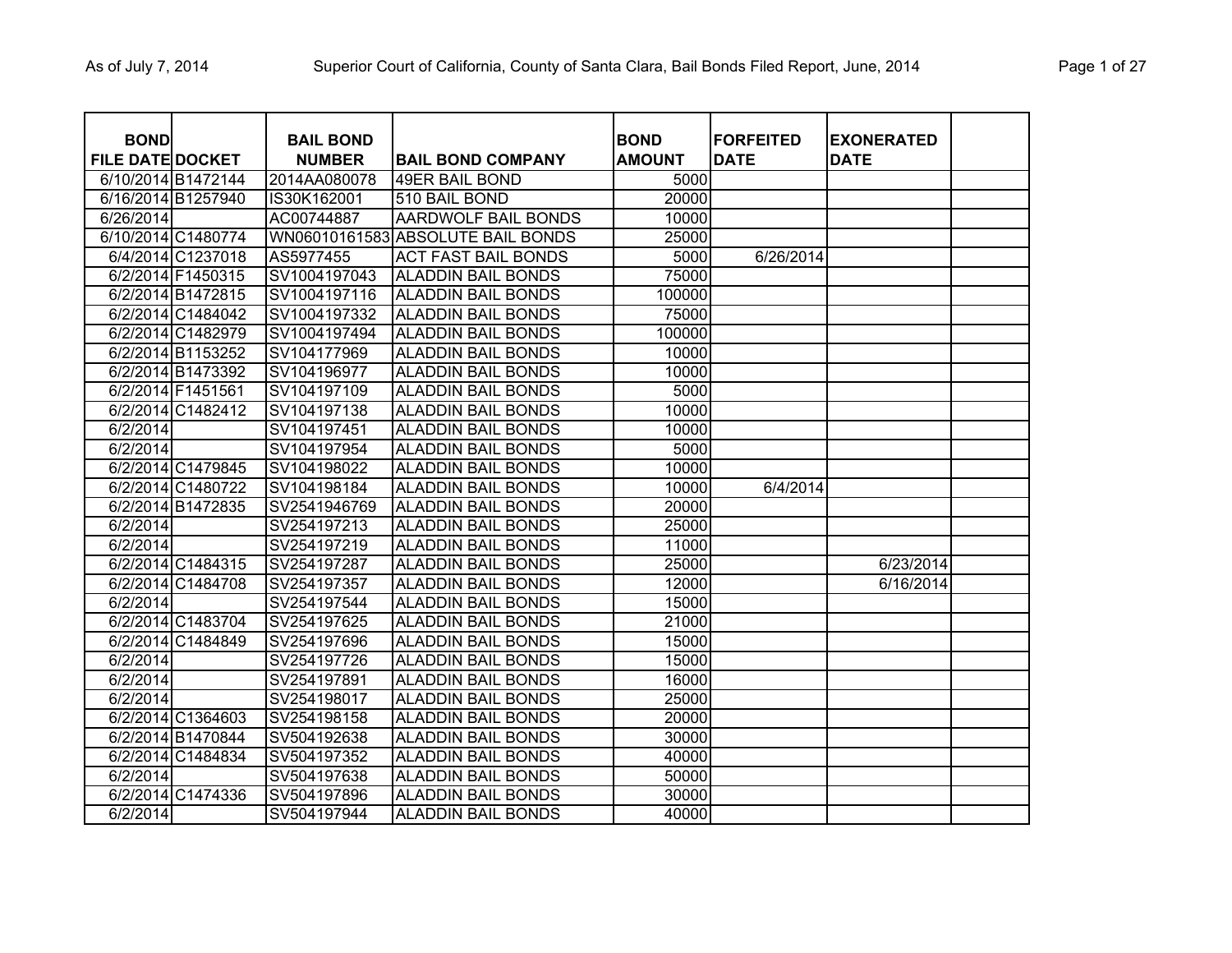| BOND FILE DATE | DOCKET | BAIL BOND NUMBER | BAIL BOND COMPANY | BOND AMOUNT | FORFEITED DATE | EXONERATED DATE | |
|---|---|---|---|---|---|---|---|
| 6/10/2014 | B1472144 | 2014AA080078 | 49ER BAIL BOND | 5000 | | | |
| 6/16/2014 | B1257940 | IS30K162001 | 510 BAIL BOND | 20000 | | | |
| 6/26/2014 | | AC00744887 | AARDWOLF BAIL BONDS | 10000 | | | |
| 6/10/2014 | C1480774 | WN06010161583 | ABSOLUTE BAIL BONDS | 25000 | | | |
| 6/4/2014 | C1237018 | AS5977455 | ACT FAST BAIL BONDS | 5000 | 6/26/2014 | | |
| 6/2/2014 | F1450315 | SV1004197043 | ALADDIN BAIL BONDS | 75000 | | | |
| 6/2/2014 | B1472815 | SV1004197116 | ALADDIN BAIL BONDS | 100000 | | | |
| 6/2/2014 | C1484042 | SV1004197332 | ALADDIN BAIL BONDS | 75000 | | | |
| 6/2/2014 | C1482979 | SV1004197494 | ALADDIN BAIL BONDS | 100000 | | | |
| 6/2/2014 | B1153252 | SV104177969 | ALADDIN BAIL BONDS | 10000 | | | |
| 6/2/2014 | B1473392 | SV104196977 | ALADDIN BAIL BONDS | 10000 | | | |
| 6/2/2014 | F1451561 | SV104197109 | ALADDIN BAIL BONDS | 5000 | | | |
| 6/2/2014 | C1482412 | SV104197138 | ALADDIN BAIL BONDS | 10000 | | | |
| 6/2/2014 | | SV104197451 | ALADDIN BAIL BONDS | 10000 | | | |
| 6/2/2014 | | SV104197954 | ALADDIN BAIL BONDS | 5000 | | | |
| 6/2/2014 | C1479845 | SV104198022 | ALADDIN BAIL BONDS | 10000 | | | |
| 6/2/2014 | C1480722 | SV104198184 | ALADDIN BAIL BONDS | 10000 | 6/4/2014 | | |
| 6/2/2014 | B1472835 | SV2541946769 | ALADDIN BAIL BONDS | 20000 | | | |
| 6/2/2014 | | SV254197213 | ALADDIN BAIL BONDS | 25000 | | | |
| 6/2/2014 | | SV254197219 | ALADDIN BAIL BONDS | 11000 | | | |
| 6/2/2014 | C1484315 | SV254197287 | ALADDIN BAIL BONDS | 25000 | | 6/23/2014 | |
| 6/2/2014 | C1484708 | SV254197357 | ALADDIN BAIL BONDS | 12000 | | 6/16/2014 | |
| 6/2/2014 | | SV254197544 | ALADDIN BAIL BONDS | 15000 | | | |
| 6/2/2014 | C1483704 | SV254197625 | ALADDIN BAIL BONDS | 21000 | | | |
| 6/2/2014 | C1484849 | SV254197696 | ALADDIN BAIL BONDS | 15000 | | | |
| 6/2/2014 | | SV254197726 | ALADDIN BAIL BONDS | 15000 | | | |
| 6/2/2014 | | SV254197891 | ALADDIN BAIL BONDS | 16000 | | | |
| 6/2/2014 | | SV254198017 | ALADDIN BAIL BONDS | 25000 | | | |
| 6/2/2014 | C1364603 | SV254198158 | ALADDIN BAIL BONDS | 20000 | | | |
| 6/2/2014 | B1470844 | SV504192638 | ALADDIN BAIL BONDS | 30000 | | | |
| 6/2/2014 | C1484834 | SV504197352 | ALADDIN BAIL BONDS | 40000 | | | |
| 6/2/2014 | | SV504197638 | ALADDIN BAIL BONDS | 50000 | | | |
| 6/2/2014 | C1474336 | SV504197896 | ALADDIN BAIL BONDS | 30000 | | | |
| 6/2/2014 | | SV504197944 | ALADDIN BAIL BONDS | 40000 | | | |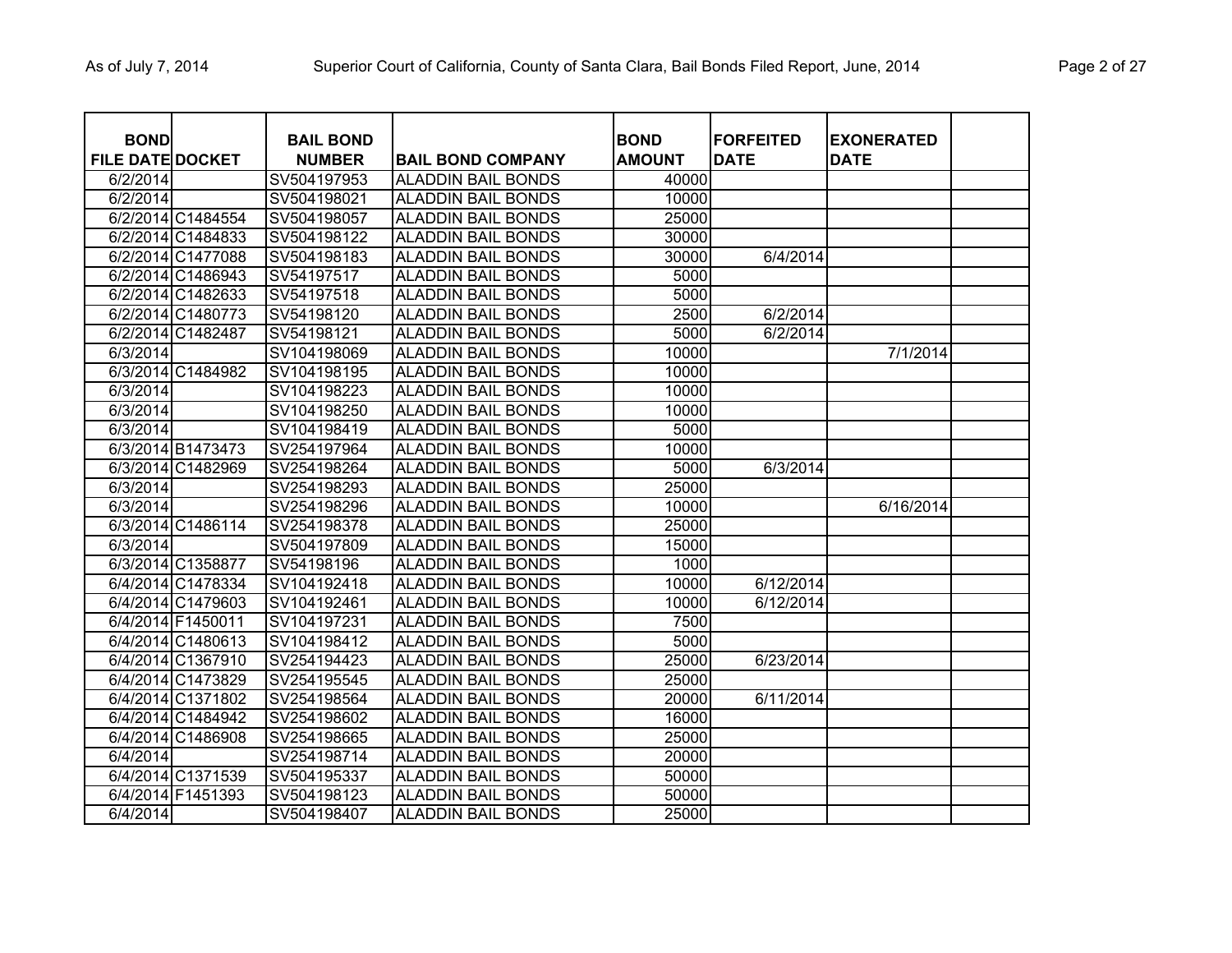| BOND FILE DATE | DOCKET | BAIL BOND NUMBER | BAIL BOND COMPANY | BOND AMOUNT | FORFEITED DATE | EXONERATED DATE | |
|---|---|---|---|---|---|---|---|
| 6/2/2014 | | SV504197953 | ALADDIN BAIL BONDS | 40000 | | | |
| 6/2/2014 | | SV504198021 | ALADDIN BAIL BONDS | 10000 | | | |
| 6/2/2014 | C1484554 | SV504198057 | ALADDIN BAIL BONDS | 25000 | | | |
| 6/2/2014 | C1484833 | SV504198122 | ALADDIN BAIL BONDS | 30000 | | | |
| 6/2/2014 | C1477088 | SV504198183 | ALADDIN BAIL BONDS | 30000 | 6/4/2014 | | |
| 6/2/2014 | C1486943 | SV54197517 | ALADDIN BAIL BONDS | 5000 | | | |
| 6/2/2014 | C1482633 | SV54197518 | ALADDIN BAIL BONDS | 5000 | | | |
| 6/2/2014 | C1480773 | SV54198120 | ALADDIN BAIL BONDS | 2500 | 6/2/2014 | | |
| 6/2/2014 | C1482487 | SV54198121 | ALADDIN BAIL BONDS | 5000 | 6/2/2014 | | |
| 6/3/2014 | | SV104198069 | ALADDIN BAIL BONDS | 10000 | | 7/1/2014 | |
| 6/3/2014 | C1484982 | SV104198195 | ALADDIN BAIL BONDS | 10000 | | | |
| 6/3/2014 | | SV104198223 | ALADDIN BAIL BONDS | 10000 | | | |
| 6/3/2014 | | SV104198250 | ALADDIN BAIL BONDS | 10000 | | | |
| 6/3/2014 | | SV104198419 | ALADDIN BAIL BONDS | 5000 | | | |
| 6/3/2014 | B1473473 | SV254197964 | ALADDIN BAIL BONDS | 10000 | | | |
| 6/3/2014 | C1482969 | SV254198264 | ALADDIN BAIL BONDS | 5000 | 6/3/2014 | | |
| 6/3/2014 | | SV254198293 | ALADDIN BAIL BONDS | 25000 | | | |
| 6/3/2014 | | SV254198296 | ALADDIN BAIL BONDS | 10000 | | 6/16/2014 | |
| 6/3/2014 | C1486114 | SV254198378 | ALADDIN BAIL BONDS | 25000 | | | |
| 6/3/2014 | | SV504197809 | ALADDIN BAIL BONDS | 15000 | | | |
| 6/3/2014 | C1358877 | SV54198196 | ALADDIN BAIL BONDS | 1000 | | | |
| 6/4/2014 | C1478334 | SV104192418 | ALADDIN BAIL BONDS | 10000 | 6/12/2014 | | |
| 6/4/2014 | C1479603 | SV104192461 | ALADDIN BAIL BONDS | 10000 | 6/12/2014 | | |
| 6/4/2014 | F1450011 | SV104197231 | ALADDIN BAIL BONDS | 7500 | | | |
| 6/4/2014 | C1480613 | SV104198412 | ALADDIN BAIL BONDS | 5000 | | | |
| 6/4/2014 | C1367910 | SV254194423 | ALADDIN BAIL BONDS | 25000 | 6/23/2014 | | |
| 6/4/2014 | C1473829 | SV254195545 | ALADDIN BAIL BONDS | 25000 | | | |
| 6/4/2014 | C1371802 | SV254198564 | ALADDIN BAIL BONDS | 20000 | 6/11/2014 | | |
| 6/4/2014 | C1484942 | SV254198602 | ALADDIN BAIL BONDS | 16000 | | | |
| 6/4/2014 | C1486908 | SV254198665 | ALADDIN BAIL BONDS | 25000 | | | |
| 6/4/2014 | | SV254198714 | ALADDIN BAIL BONDS | 20000 | | | |
| 6/4/2014 | C1371539 | SV504195337 | ALADDIN BAIL BONDS | 50000 | | | |
| 6/4/2014 | F1451393 | SV504198123 | ALADDIN BAIL BONDS | 50000 | | | |
| 6/4/2014 | | SV504198407 | ALADDIN BAIL BONDS | 25000 | | | |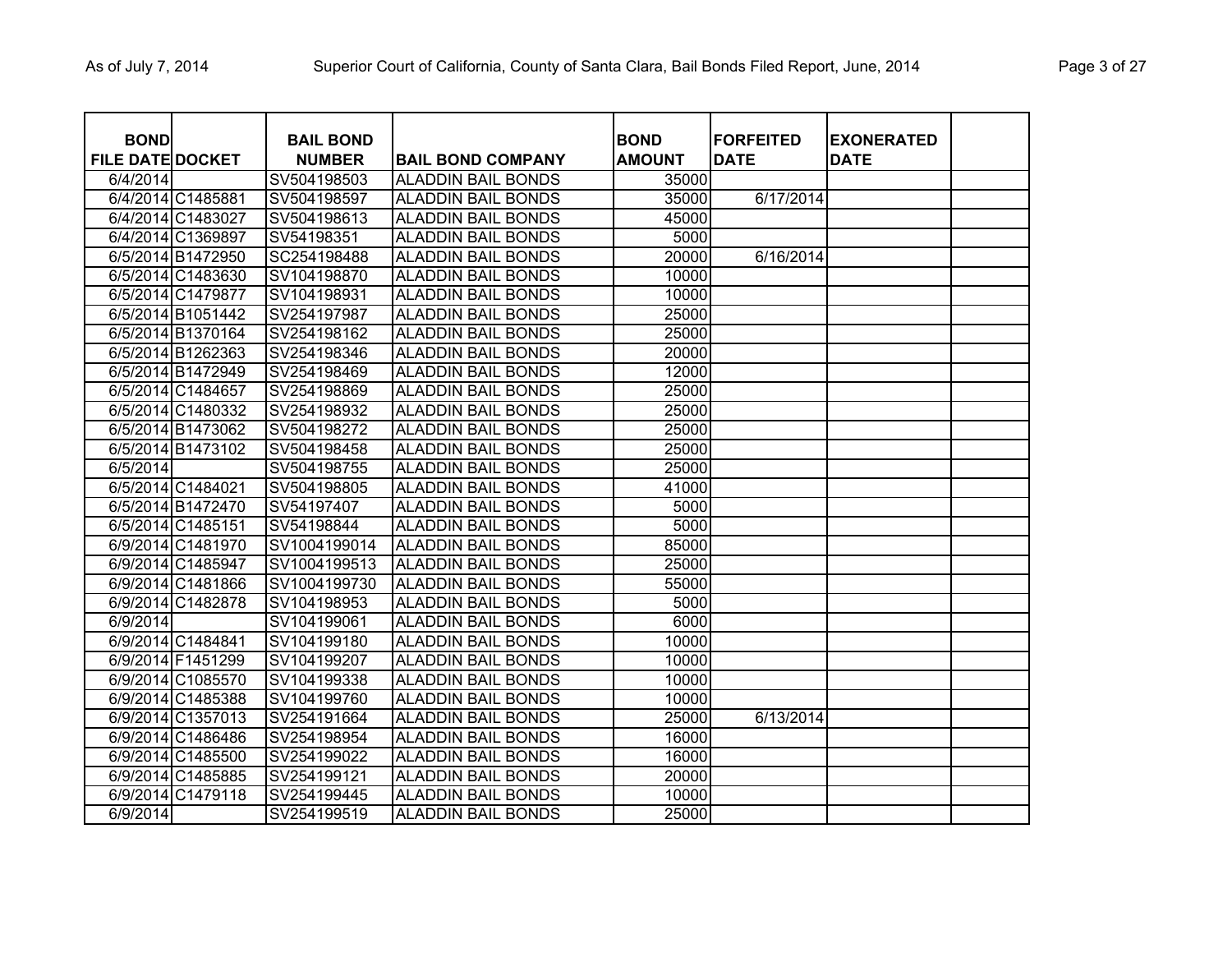| BOND FILE DATE | DOCKET | BAIL BOND NUMBER | BAIL BOND COMPANY | BOND AMOUNT | FORFEITED DATE | EXONERATED DATE | |
|---|---|---|---|---|---|---|---|
| 6/4/2014 | | SV504198503 | ALADDIN BAIL BONDS | 35000 | | | |
| 6/4/2014 | C1485881 | SV504198597 | ALADDIN BAIL BONDS | 35000 | 6/17/2014 | | |
| 6/4/2014 | C1483027 | SV504198613 | ALADDIN BAIL BONDS | 45000 | | | |
| 6/4/2014 | C1369897 | SV54198351 | ALADDIN BAIL BONDS | 5000 | | | |
| 6/5/2014 | B1472950 | SC254198488 | ALADDIN BAIL BONDS | 20000 | 6/16/2014 | | |
| 6/5/2014 | C1483630 | SV104198870 | ALADDIN BAIL BONDS | 10000 | | | |
| 6/5/2014 | C1479877 | SV104198931 | ALADDIN BAIL BONDS | 10000 | | | |
| 6/5/2014 | B1051442 | SV254197987 | ALADDIN BAIL BONDS | 25000 | | | |
| 6/5/2014 | B1370164 | SV254198162 | ALADDIN BAIL BONDS | 25000 | | | |
| 6/5/2014 | B1262363 | SV254198346 | ALADDIN BAIL BONDS | 20000 | | | |
| 6/5/2014 | B1472949 | SV254198469 | ALADDIN BAIL BONDS | 12000 | | | |
| 6/5/2014 | C1484657 | SV254198869 | ALADDIN BAIL BONDS | 25000 | | | |
| 6/5/2014 | C1480332 | SV254198932 | ALADDIN BAIL BONDS | 25000 | | | |
| 6/5/2014 | B1473062 | SV504198272 | ALADDIN BAIL BONDS | 25000 | | | |
| 6/5/2014 | B1473102 | SV504198458 | ALADDIN BAIL BONDS | 25000 | | | |
| 6/5/2014 | | SV504198755 | ALADDIN BAIL BONDS | 25000 | | | |
| 6/5/2014 | C1484021 | SV504198805 | ALADDIN BAIL BONDS | 41000 | | | |
| 6/5/2014 | B1472470 | SV54197407 | ALADDIN BAIL BONDS | 5000 | | | |
| 6/5/2014 | C1485151 | SV54198844 | ALADDIN BAIL BONDS | 5000 | | | |
| 6/9/2014 | C1481970 | SV1004199014 | ALADDIN BAIL BONDS | 85000 | | | |
| 6/9/2014 | C1485947 | SV1004199513 | ALADDIN BAIL BONDS | 25000 | | | |
| 6/9/2014 | C1481866 | SV1004199730 | ALADDIN BAIL BONDS | 55000 | | | |
| 6/9/2014 | C1482878 | SV104198953 | ALADDIN BAIL BONDS | 5000 | | | |
| 6/9/2014 | | SV104199061 | ALADDIN BAIL BONDS | 6000 | | | |
| 6/9/2014 | C1484841 | SV104199180 | ALADDIN BAIL BONDS | 10000 | | | |
| 6/9/2014 | F1451299 | SV104199207 | ALADDIN BAIL BONDS | 10000 | | | |
| 6/9/2014 | C1085570 | SV104199338 | ALADDIN BAIL BONDS | 10000 | | | |
| 6/9/2014 | C1485388 | SV104199760 | ALADDIN BAIL BONDS | 10000 | | | |
| 6/9/2014 | C1357013 | SV254191664 | ALADDIN BAIL BONDS | 25000 | 6/13/2014 | | |
| 6/9/2014 | C1486486 | SV254198954 | ALADDIN BAIL BONDS | 16000 | | | |
| 6/9/2014 | C1485500 | SV254199022 | ALADDIN BAIL BONDS | 16000 | | | |
| 6/9/2014 | C1485885 | SV254199121 | ALADDIN BAIL BONDS | 20000 | | | |
| 6/9/2014 | C1479118 | SV254199445 | ALADDIN BAIL BONDS | 10000 | | | |
| 6/9/2014 | | SV254199519 | ALADDIN BAIL BONDS | 25000 | | | |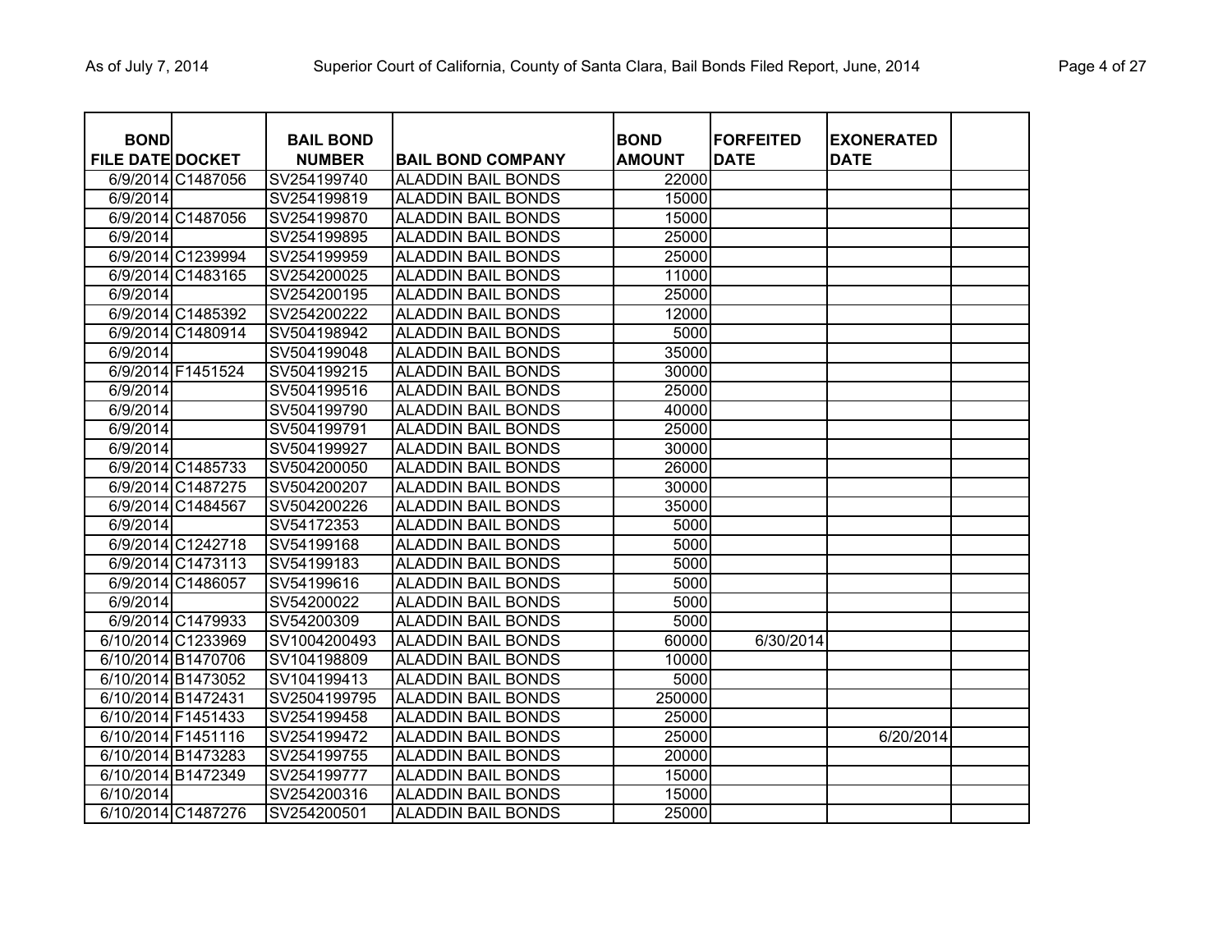| BOND FILE DATE | DOCKET | BAIL BOND NUMBER | BAIL BOND COMPANY | BOND AMOUNT | FORFEITED DATE | EXONERATED DATE | |
|---|---|---|---|---|---|---|---|
| 6/9/2014 | C1487056 | SV254199740 | ALADDIN BAIL BONDS | 22000 | | | |
| 6/9/2014 | | SV254199819 | ALADDIN BAIL BONDS | 15000 | | | |
| 6/9/2014 | C1487056 | SV254199870 | ALADDIN BAIL BONDS | 15000 | | | |
| 6/9/2014 | | SV254199895 | ALADDIN BAIL BONDS | 25000 | | | |
| 6/9/2014 | C1239994 | SV254199959 | ALADDIN BAIL BONDS | 25000 | | | |
| 6/9/2014 | C1483165 | SV254200025 | ALADDIN BAIL BONDS | 11000 | | | |
| 6/9/2014 | | SV254200195 | ALADDIN BAIL BONDS | 25000 | | | |
| 6/9/2014 | C1485392 | SV254200222 | ALADDIN BAIL BONDS | 12000 | | | |
| 6/9/2014 | C1480914 | SV504198942 | ALADDIN BAIL BONDS | 5000 | | | |
| 6/9/2014 | | SV504199048 | ALADDIN BAIL BONDS | 35000 | | | |
| 6/9/2014 | F1451524 | SV504199215 | ALADDIN BAIL BONDS | 30000 | | | |
| 6/9/2014 | | SV504199516 | ALADDIN BAIL BONDS | 25000 | | | |
| 6/9/2014 | | SV504199790 | ALADDIN BAIL BONDS | 40000 | | | |
| 6/9/2014 | | SV504199791 | ALADDIN BAIL BONDS | 25000 | | | |
| 6/9/2014 | | SV504199927 | ALADDIN BAIL BONDS | 30000 | | | |
| 6/9/2014 | C1485733 | SV504200050 | ALADDIN BAIL BONDS | 26000 | | | |
| 6/9/2014 | C1487275 | SV504200207 | ALADDIN BAIL BONDS | 30000 | | | |
| 6/9/2014 | C1484567 | SV504200226 | ALADDIN BAIL BONDS | 35000 | | | |
| 6/9/2014 | | SV54172353 | ALADDIN BAIL BONDS | 5000 | | | |
| 6/9/2014 | C1242718 | SV54199168 | ALADDIN BAIL BONDS | 5000 | | | |
| 6/9/2014 | C1473113 | SV54199183 | ALADDIN BAIL BONDS | 5000 | | | |
| 6/9/2014 | C1486057 | SV54199616 | ALADDIN BAIL BONDS | 5000 | | | |
| 6/9/2014 | | SV54200022 | ALADDIN BAIL BONDS | 5000 | | | |
| 6/9/2014 | C1479933 | SV54200309 | ALADDIN BAIL BONDS | 5000 | | | |
| 6/10/2014 | C1233969 | SV1004200493 | ALADDIN BAIL BONDS | 60000 | 6/30/2014 | | |
| 6/10/2014 | B1470706 | SV104198809 | ALADDIN BAIL BONDS | 10000 | | | |
| 6/10/2014 | B1473052 | SV104199413 | ALADDIN BAIL BONDS | 5000 | | | |
| 6/10/2014 | B1472431 | SV2504199795 | ALADDIN BAIL BONDS | 250000 | | | |
| 6/10/2014 | F1451433 | SV254199458 | ALADDIN BAIL BONDS | 25000 | | | |
| 6/10/2014 | F1451116 | SV254199472 | ALADDIN BAIL BONDS | 25000 | | 6/20/2014 | |
| 6/10/2014 | B1473283 | SV254199755 | ALADDIN BAIL BONDS | 20000 | | | |
| 6/10/2014 | B1472349 | SV254199777 | ALADDIN BAIL BONDS | 15000 | | | |
| 6/10/2014 | | SV254200316 | ALADDIN BAIL BONDS | 15000 | | | |
| 6/10/2014 | C1487276 | SV254200501 | ALADDIN BAIL BONDS | 25000 | | | |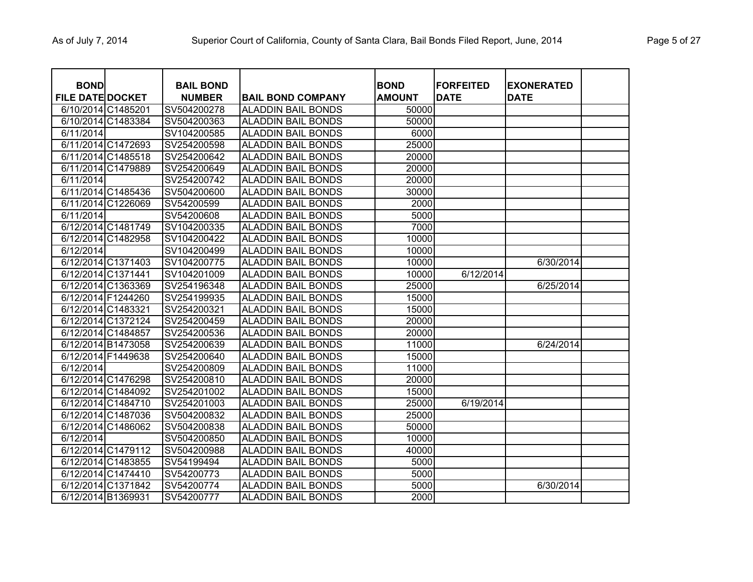| BOND FILE DATE | DOCKET | BAIL BOND NUMBER | BAIL BOND COMPANY | BOND AMOUNT | FORFEITED DATE | EXONERATED DATE | |
|---|---|---|---|---|---|---|---|
| 6/10/2014 | C1485201 | SV504200278 | ALADDIN BAIL BONDS | 50000 | | | |
| 6/10/2014 | C1483384 | SV504200363 | ALADDIN BAIL BONDS | 50000 | | | |
| 6/11/2014 | | SV104200585 | ALADDIN BAIL BONDS | 6000 | | | |
| 6/11/2014 | C1472693 | SV254200598 | ALADDIN BAIL BONDS | 25000 | | | |
| 6/11/2014 | C1485518 | SV254200642 | ALADDIN BAIL BONDS | 20000 | | | |
| 6/11/2014 | C1479889 | SV254200649 | ALADDIN BAIL BONDS | 20000 | | | |
| 6/11/2014 | | SV254200742 | ALADDIN BAIL BONDS | 20000 | | | |
| 6/11/2014 | C1485436 | SV504200600 | ALADDIN BAIL BONDS | 30000 | | | |
| 6/11/2014 | C1226069 | SV54200599 | ALADDIN BAIL BONDS | 2000 | | | |
| 6/11/2014 | | SV54200608 | ALADDIN BAIL BONDS | 5000 | | | |
| 6/12/2014 | C1481749 | SV104200335 | ALADDIN BAIL BONDS | 7000 | | | |
| 6/12/2014 | C1482958 | SV104200422 | ALADDIN BAIL BONDS | 10000 | | | |
| 6/12/2014 | | SV104200499 | ALADDIN BAIL BONDS | 10000 | | | |
| 6/12/2014 | C1371403 | SV104200775 | ALADDIN BAIL BONDS | 10000 | | 6/30/2014 | |
| 6/12/2014 | C1371441 | SV104201009 | ALADDIN BAIL BONDS | 10000 | 6/12/2014 | | |
| 6/12/2014 | C1363369 | SV254196348 | ALADDIN BAIL BONDS | 25000 | | 6/25/2014 | |
| 6/12/2014 | F1244260 | SV254199935 | ALADDIN BAIL BONDS | 15000 | | | |
| 6/12/2014 | C1483321 | SV254200321 | ALADDIN BAIL BONDS | 15000 | | | |
| 6/12/2014 | C1372124 | SV254200459 | ALADDIN BAIL BONDS | 20000 | | | |
| 6/12/2014 | C1484857 | SV254200536 | ALADDIN BAIL BONDS | 20000 | | | |
| 6/12/2014 | B1473058 | SV254200639 | ALADDIN BAIL BONDS | 11000 | | 6/24/2014 | |
| 6/12/2014 | F1449638 | SV254200640 | ALADDIN BAIL BONDS | 15000 | | | |
| 6/12/2014 | | SV254200809 | ALADDIN BAIL BONDS | 11000 | | | |
| 6/12/2014 | C1476298 | SV254200810 | ALADDIN BAIL BONDS | 20000 | | | |
| 6/12/2014 | C1484092 | SV254201002 | ALADDIN BAIL BONDS | 15000 | | | |
| 6/12/2014 | C1484710 | SV254201003 | ALADDIN BAIL BONDS | 25000 | 6/19/2014 | | |
| 6/12/2014 | C1487036 | SV504200832 | ALADDIN BAIL BONDS | 25000 | | | |
| 6/12/2014 | C1486062 | SV504200838 | ALADDIN BAIL BONDS | 50000 | | | |
| 6/12/2014 | | SV504200850 | ALADDIN BAIL BONDS | 10000 | | | |
| 6/12/2014 | C1479112 | SV504200988 | ALADDIN BAIL BONDS | 40000 | | | |
| 6/12/2014 | C1483855 | SV54199494 | ALADDIN BAIL BONDS | 5000 | | | |
| 6/12/2014 | C1474410 | SV54200773 | ALADDIN BAIL BONDS | 5000 | | | |
| 6/12/2014 | C1371842 | SV54200774 | ALADDIN BAIL BONDS | 5000 | | 6/30/2014 | |
| 6/12/2014 | B1369931 | SV54200777 | ALADDIN BAIL BONDS | 2000 | | | |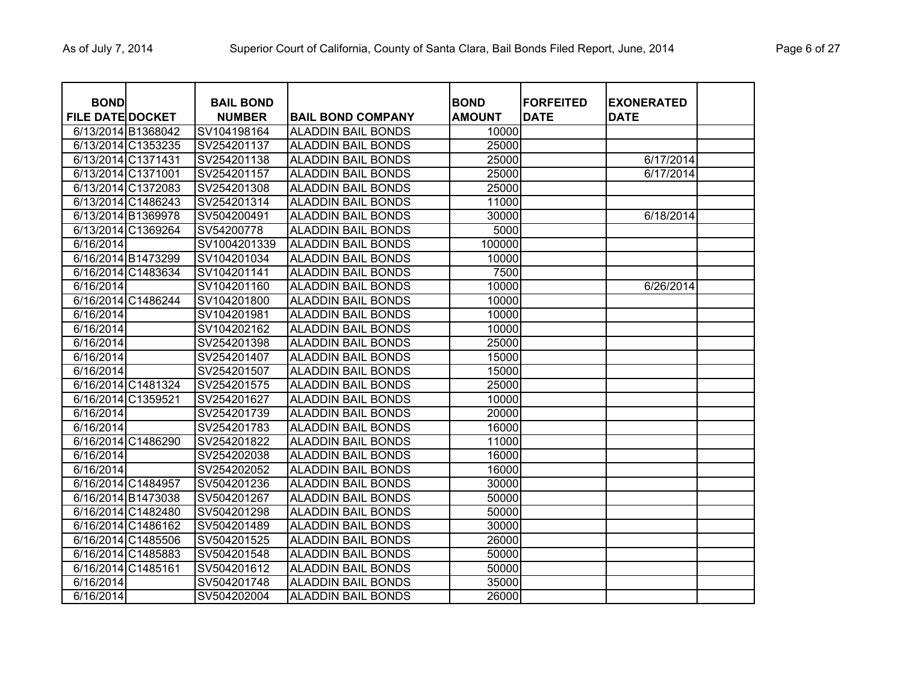| BOND FILE DATE | DOCKET | BAIL BOND NUMBER | BAIL BOND COMPANY | BOND AMOUNT | FORFEITED DATE | EXONERATED DATE | |
|---|---|---|---|---|---|---|---|
| 6/13/2014 | B1368042 | SV104198164 | ALADDIN BAIL BONDS | 10000 | | | |
| 6/13/2014 | C1353235 | SV254201137 | ALADDIN BAIL BONDS | 25000 | | | |
| 6/13/2014 | C1371431 | SV254201138 | ALADDIN BAIL BONDS | 25000 | | 6/17/2014 | |
| 6/13/2014 | C1371001 | SV254201157 | ALADDIN BAIL BONDS | 25000 | | 6/17/2014 | |
| 6/13/2014 | C1372083 | SV254201308 | ALADDIN BAIL BONDS | 25000 | | | |
| 6/13/2014 | C1486243 | SV254201314 | ALADDIN BAIL BONDS | 11000 | | | |
| 6/13/2014 | B1369978 | SV504200491 | ALADDIN BAIL BONDS | 30000 | | 6/18/2014 | |
| 6/13/2014 | C1369264 | SV54200778 | ALADDIN BAIL BONDS | 5000 | | | |
| 6/16/2014 | | SV1004201339 | ALADDIN BAIL BONDS | 100000 | | | |
| 6/16/2014 | B1473299 | SV104201034 | ALADDIN BAIL BONDS | 10000 | | | |
| 6/16/2014 | C1483634 | SV104201141 | ALADDIN BAIL BONDS | 7500 | | | |
| 6/16/2014 | | SV104201160 | ALADDIN BAIL BONDS | 10000 | | 6/26/2014 | |
| 6/16/2014 | C1486244 | SV104201800 | ALADDIN BAIL BONDS | 10000 | | | |
| 6/16/2014 | | SV104201981 | ALADDIN BAIL BONDS | 10000 | | | |
| 6/16/2014 | | SV104202162 | ALADDIN BAIL BONDS | 10000 | | | |
| 6/16/2014 | | SV254201398 | ALADDIN BAIL BONDS | 25000 | | | |
| 6/16/2014 | | SV254201407 | ALADDIN BAIL BONDS | 15000 | | | |
| 6/16/2014 | | SV254201507 | ALADDIN BAIL BONDS | 15000 | | | |
| 6/16/2014 | C1481324 | SV254201575 | ALADDIN BAIL BONDS | 25000 | | | |
| 6/16/2014 | C1359521 | SV254201627 | ALADDIN BAIL BONDS | 10000 | | | |
| 6/16/2014 | | SV254201739 | ALADDIN BAIL BONDS | 20000 | | | |
| 6/16/2014 | | SV254201783 | ALADDIN BAIL BONDS | 16000 | | | |
| 6/16/2014 | C1486290 | SV254201822 | ALADDIN BAIL BONDS | 11000 | | | |
| 6/16/2014 | | SV254202038 | ALADDIN BAIL BONDS | 16000 | | | |
| 6/16/2014 | | SV254202052 | ALADDIN BAIL BONDS | 16000 | | | |
| 6/16/2014 | C1484957 | SV504201236 | ALADDIN BAIL BONDS | 30000 | | | |
| 6/16/2014 | B1473038 | SV504201267 | ALADDIN BAIL BONDS | 50000 | | | |
| 6/16/2014 | C1482480 | SV504201298 | ALADDIN BAIL BONDS | 50000 | | | |
| 6/16/2014 | C1486162 | SV504201489 | ALADDIN BAIL BONDS | 30000 | | | |
| 6/16/2014 | C1485506 | SV504201525 | ALADDIN BAIL BONDS | 26000 | | | |
| 6/16/2014 | C1485883 | SV504201548 | ALADDIN BAIL BONDS | 50000 | | | |
| 6/16/2014 | C1485161 | SV504201612 | ALADDIN BAIL BONDS | 50000 | | | |
| 6/16/2014 | | SV504201748 | ALADDIN BAIL BONDS | 35000 | | | |
| 6/16/2014 | | SV504202004 | ALADDIN BAIL BONDS | 26000 | | | |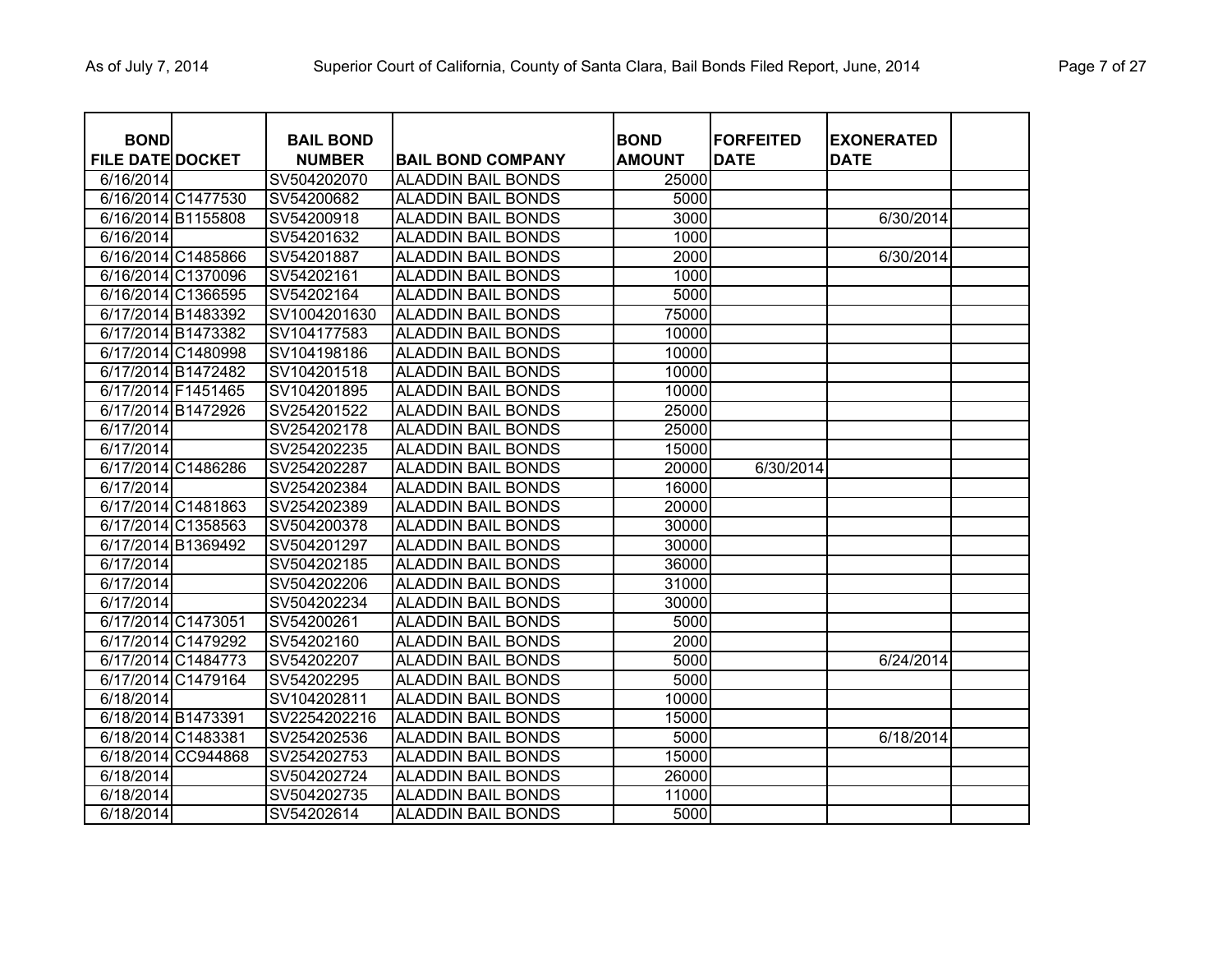| BOND FILE DATE | DOCKET | BAIL BOND NUMBER | BAIL BOND COMPANY | BOND AMOUNT | FORFEITED DATE | EXONERATED DATE | |
|---|---|---|---|---|---|---|---|
| 6/16/2014 | | SV504202070 | ALADDIN BAIL BONDS | 25000 | | | |
| 6/16/2014 | C1477530 | SV54200682 | ALADDIN BAIL BONDS | 5000 | | | |
| 6/16/2014 | B1155808 | SV54200918 | ALADDIN BAIL BONDS | 3000 | | 6/30/2014 | |
| 6/16/2014 | | SV54201632 | ALADDIN BAIL BONDS | 1000 | | | |
| 6/16/2014 | C1485866 | SV54201887 | ALADDIN BAIL BONDS | 2000 | | 6/30/2014 | |
| 6/16/2014 | C1370096 | SV54202161 | ALADDIN BAIL BONDS | 1000 | | | |
| 6/16/2014 | C1366595 | SV54202164 | ALADDIN BAIL BONDS | 5000 | | | |
| 6/17/2014 | B1483392 | SV1004201630 | ALADDIN BAIL BONDS | 75000 | | | |
| 6/17/2014 | B1473382 | SV104177583 | ALADDIN BAIL BONDS | 10000 | | | |
| 6/17/2014 | C1480998 | SV104198186 | ALADDIN BAIL BONDS | 10000 | | | |
| 6/17/2014 | B1472482 | SV104201518 | ALADDIN BAIL BONDS | 10000 | | | |
| 6/17/2014 | F1451465 | SV104201895 | ALADDIN BAIL BONDS | 10000 | | | |
| 6/17/2014 | B1472926 | SV254201522 | ALADDIN BAIL BONDS | 25000 | | | |
| 6/17/2014 | | SV254202178 | ALADDIN BAIL BONDS | 25000 | | | |
| 6/17/2014 | | SV254202235 | ALADDIN BAIL BONDS | 15000 | | | |
| 6/17/2014 | C1486286 | SV254202287 | ALADDIN BAIL BONDS | 20000 | 6/30/2014 | | |
| 6/17/2014 | | SV254202384 | ALADDIN BAIL BONDS | 16000 | | | |
| 6/17/2014 | C1481863 | SV254202389 | ALADDIN BAIL BONDS | 20000 | | | |
| 6/17/2014 | C1358563 | SV504200378 | ALADDIN BAIL BONDS | 30000 | | | |
| 6/17/2014 | B1369492 | SV504201297 | ALADDIN BAIL BONDS | 30000 | | | |
| 6/17/2014 | | SV504202185 | ALADDIN BAIL BONDS | 36000 | | | |
| 6/17/2014 | | SV504202206 | ALADDIN BAIL BONDS | 31000 | | | |
| 6/17/2014 | | SV504202234 | ALADDIN BAIL BONDS | 30000 | | | |
| 6/17/2014 | C1473051 | SV54200261 | ALADDIN BAIL BONDS | 5000 | | | |
| 6/17/2014 | C1479292 | SV54202160 | ALADDIN BAIL BONDS | 2000 | | | |
| 6/17/2014 | C1484773 | SV54202207 | ALADDIN BAIL BONDS | 5000 | | 6/24/2014 | |
| 6/17/2014 | C1479164 | SV54202295 | ALADDIN BAIL BONDS | 5000 | | | |
| 6/18/2014 | | SV104202811 | ALADDIN BAIL BONDS | 10000 | | | |
| 6/18/2014 | B1473391 | SV2254202216 | ALADDIN BAIL BONDS | 15000 | | | |
| 6/18/2014 | C1483381 | SV254202536 | ALADDIN BAIL BONDS | 5000 | | 6/18/2014 | |
| 6/18/2014 | CC944868 | SV254202753 | ALADDIN BAIL BONDS | 15000 | | | |
| 6/18/2014 | | SV504202724 | ALADDIN BAIL BONDS | 26000 | | | |
| 6/18/2014 | | SV504202735 | ALADDIN BAIL BONDS | 11000 | | | |
| 6/18/2014 | | SV54202614 | ALADDIN BAIL BONDS | 5000 | | | |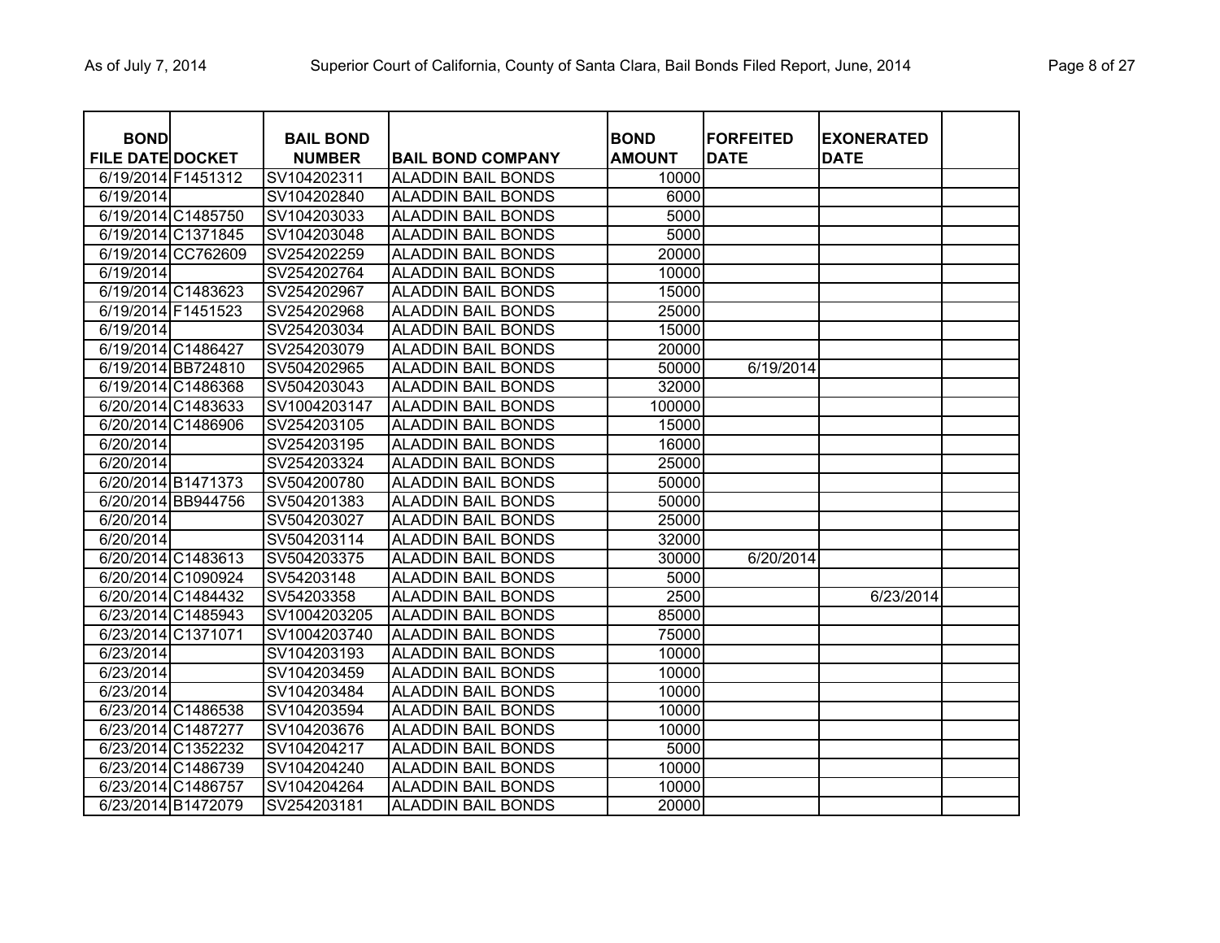| BOND FILE DATE | DOCKET | BAIL BOND NUMBER | BAIL BOND COMPANY | BOND AMOUNT | FORFEITED DATE | EXONERATED DATE | |
|---|---|---|---|---|---|---|---|
| 6/19/2014 | F1451312 | SV104202311 | ALADDIN BAIL BONDS | 10000 | | | |
| 6/19/2014 | | SV104202840 | ALADDIN BAIL BONDS | 6000 | | | |
| 6/19/2014 | C1485750 | SV104203033 | ALADDIN BAIL BONDS | 5000 | | | |
| 6/19/2014 | C1371845 | SV104203048 | ALADDIN BAIL BONDS | 5000 | | | |
| 6/19/2014 | CC762609 | SV254202259 | ALADDIN BAIL BONDS | 20000 | | | |
| 6/19/2014 | | SV254202764 | ALADDIN BAIL BONDS | 10000 | | | |
| 6/19/2014 | C1483623 | SV254202967 | ALADDIN BAIL BONDS | 15000 | | | |
| 6/19/2014 | F1451523 | SV254202968 | ALADDIN BAIL BONDS | 25000 | | | |
| 6/19/2014 | | SV254203034 | ALADDIN BAIL BONDS | 15000 | | | |
| 6/19/2014 | C1486427 | SV254203079 | ALADDIN BAIL BONDS | 20000 | | | |
| 6/19/2014 | BB724810 | SV504202965 | ALADDIN BAIL BONDS | 50000 | 6/19/2014 | | |
| 6/19/2014 | C1486368 | SV504203043 | ALADDIN BAIL BONDS | 32000 | | | |
| 6/20/2014 | C1483633 | SV1004203147 | ALADDIN BAIL BONDS | 100000 | | | |
| 6/20/2014 | C1486906 | SV254203105 | ALADDIN BAIL BONDS | 15000 | | | |
| 6/20/2014 | | SV254203195 | ALADDIN BAIL BONDS | 16000 | | | |
| 6/20/2014 | | SV254203324 | ALADDIN BAIL BONDS | 25000 | | | |
| 6/20/2014 | B1471373 | SV504200780 | ALADDIN BAIL BONDS | 50000 | | | |
| 6/20/2014 | BB944756 | SV504201383 | ALADDIN BAIL BONDS | 50000 | | | |
| 6/20/2014 | | SV504203027 | ALADDIN BAIL BONDS | 25000 | | | |
| 6/20/2014 | | SV504203114 | ALADDIN BAIL BONDS | 32000 | | | |
| 6/20/2014 | C1483613 | SV504203375 | ALADDIN BAIL BONDS | 30000 | 6/20/2014 | | |
| 6/20/2014 | C1090924 | SV54203148 | ALADDIN BAIL BONDS | 5000 | | | |
| 6/20/2014 | C1484432 | SV54203358 | ALADDIN BAIL BONDS | 2500 | | 6/23/2014 | |
| 6/23/2014 | C1485943 | SV1004203205 | ALADDIN BAIL BONDS | 85000 | | | |
| 6/23/2014 | C1371071 | SV1004203740 | ALADDIN BAIL BONDS | 75000 | | | |
| 6/23/2014 | | SV104203193 | ALADDIN BAIL BONDS | 10000 | | | |
| 6/23/2014 | | SV104203459 | ALADDIN BAIL BONDS | 10000 | | | |
| 6/23/2014 | | SV104203484 | ALADDIN BAIL BONDS | 10000 | | | |
| 6/23/2014 | C1486538 | SV104203594 | ALADDIN BAIL BONDS | 10000 | | | |
| 6/23/2014 | C1487277 | SV104203676 | ALADDIN BAIL BONDS | 10000 | | | |
| 6/23/2014 | C1352232 | SV104204217 | ALADDIN BAIL BONDS | 5000 | | | |
| 6/23/2014 | C1486739 | SV104204240 | ALADDIN BAIL BONDS | 10000 | | | |
| 6/23/2014 | C1486757 | SV104204264 | ALADDIN BAIL BONDS | 10000 | | | |
| 6/23/2014 | B1472079 | SV254203181 | ALADDIN BAIL BONDS | 20000 | | | |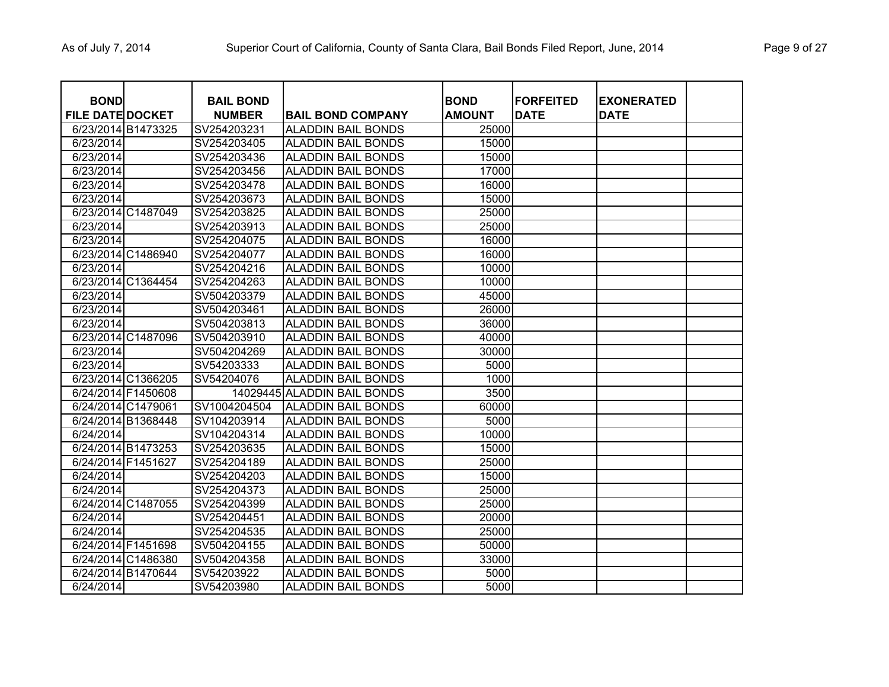| BOND FILE DATE | DOCKET | BAIL BOND NUMBER | BAIL BOND COMPANY | BOND AMOUNT | FORFEITED DATE | EXONERATED DATE | |
|---|---|---|---|---|---|---|---|
| 6/23/2014 | B1473325 | SV254203231 | ALADDIN BAIL BONDS | 25000 | | | |
| 6/23/2014 | | SV254203405 | ALADDIN BAIL BONDS | 15000 | | | |
| 6/23/2014 | | SV254203436 | ALADDIN BAIL BONDS | 15000 | | | |
| 6/23/2014 | | SV254203456 | ALADDIN BAIL BONDS | 17000 | | | |
| 6/23/2014 | | SV254203478 | ALADDIN BAIL BONDS | 16000 | | | |
| 6/23/2014 | | SV254203673 | ALADDIN BAIL BONDS | 15000 | | | |
| 6/23/2014 | C1487049 | SV254203825 | ALADDIN BAIL BONDS | 25000 | | | |
| 6/23/2014 | | SV254203913 | ALADDIN BAIL BONDS | 25000 | | | |
| 6/23/2014 | | SV254204075 | ALADDIN BAIL BONDS | 16000 | | | |
| 6/23/2014 | C1486940 | SV254204077 | ALADDIN BAIL BONDS | 16000 | | | |
| 6/23/2014 | | SV254204216 | ALADDIN BAIL BONDS | 10000 | | | |
| 6/23/2014 | C1364454 | SV254204263 | ALADDIN BAIL BONDS | 10000 | | | |
| 6/23/2014 | | SV504203379 | ALADDIN BAIL BONDS | 45000 | | | |
| 6/23/2014 | | SV504203461 | ALADDIN BAIL BONDS | 26000 | | | |
| 6/23/2014 | | SV504203813 | ALADDIN BAIL BONDS | 36000 | | | |
| 6/23/2014 | C1487096 | SV504203910 | ALADDIN BAIL BONDS | 40000 | | | |
| 6/23/2014 | | SV504204269 | ALADDIN BAIL BONDS | 30000 | | | |
| 6/23/2014 | | SV54203333 | ALADDIN BAIL BONDS | 5000 | | | |
| 6/23/2014 | C1366205 | SV54204076 | ALADDIN BAIL BONDS | 1000 | | | |
| 6/24/2014 | F1450608 | 14029445 | ALADDIN BAIL BONDS | 3500 | | | |
| 6/24/2014 | C1479061 | SV1004204504 | ALADDIN BAIL BONDS | 60000 | | | |
| 6/24/2014 | B1368448 | SV104203914 | ALADDIN BAIL BONDS | 5000 | | | |
| 6/24/2014 | | SV104204314 | ALADDIN BAIL BONDS | 10000 | | | |
| 6/24/2014 | B1473253 | SV254203635 | ALADDIN BAIL BONDS | 15000 | | | |
| 6/24/2014 | F1451627 | SV254204189 | ALADDIN BAIL BONDS | 25000 | | | |
| 6/24/2014 | | SV254204203 | ALADDIN BAIL BONDS | 15000 | | | |
| 6/24/2014 | | SV254204373 | ALADDIN BAIL BONDS | 25000 | | | |
| 6/24/2014 | C1487055 | SV254204399 | ALADDIN BAIL BONDS | 25000 | | | |
| 6/24/2014 | | SV254204451 | ALADDIN BAIL BONDS | 20000 | | | |
| 6/24/2014 | | SV254204535 | ALADDIN BAIL BONDS | 25000 | | | |
| 6/24/2014 | F1451698 | SV504204155 | ALADDIN BAIL BONDS | 50000 | | | |
| 6/24/2014 | C1486380 | SV504204358 | ALADDIN BAIL BONDS | 33000 | | | |
| 6/24/2014 | B1470644 | SV54203922 | ALADDIN BAIL BONDS | 5000 | | | |
| 6/24/2014 | | SV54203980 | ALADDIN BAIL BONDS | 5000 | | | |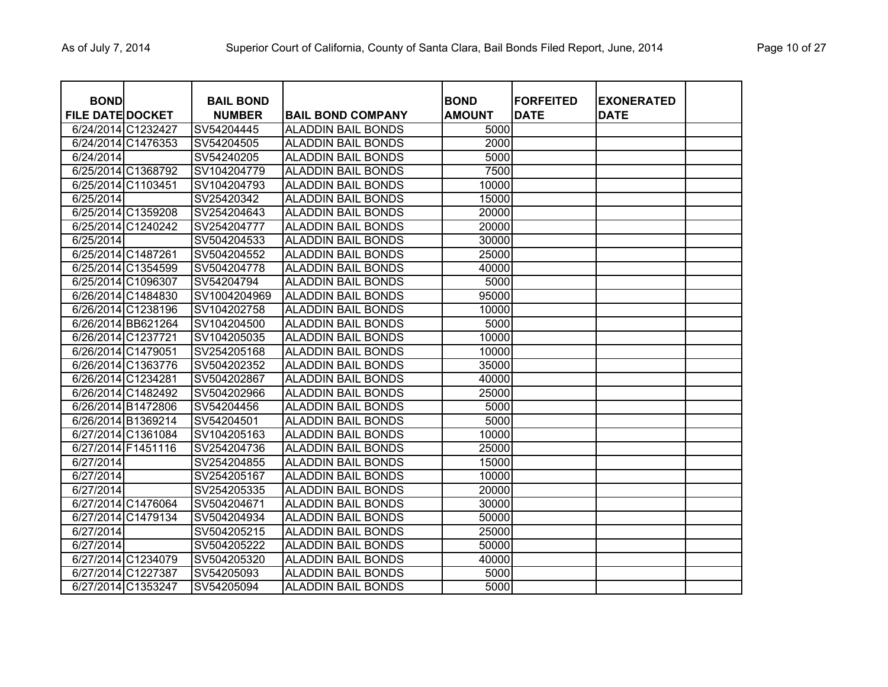| BOND FILE DATE | DOCKET | BAIL BOND NUMBER | BAIL BOND COMPANY | BOND AMOUNT | FORFEITED DATE | EXONERATED DATE | |
|---|---|---|---|---|---|---|---|
| 6/24/2014 | C1232427 | SV54204445 | ALADDIN BAIL BONDS | 5000 | | | |
| 6/24/2014 | C1476353 | SV54204505 | ALADDIN BAIL BONDS | 2000 | | | |
| 6/24/2014 | | SV54240205 | ALADDIN BAIL BONDS | 5000 | | | |
| 6/25/2014 | C1368792 | SV104204779 | ALADDIN BAIL BONDS | 7500 | | | |
| 6/25/2014 | C1103451 | SV104204793 | ALADDIN BAIL BONDS | 10000 | | | |
| 6/25/2014 | | SV25420342 | ALADDIN BAIL BONDS | 15000 | | | |
| 6/25/2014 | C1359208 | SV254204643 | ALADDIN BAIL BONDS | 20000 | | | |
| 6/25/2014 | C1240242 | SV254204777 | ALADDIN BAIL BONDS | 20000 | | | |
| 6/25/2014 | | SV504204533 | ALADDIN BAIL BONDS | 30000 | | | |
| 6/25/2014 | C1487261 | SV504204552 | ALADDIN BAIL BONDS | 25000 | | | |
| 6/25/2014 | C1354599 | SV504204778 | ALADDIN BAIL BONDS | 40000 | | | |
| 6/25/2014 | C1096307 | SV54204794 | ALADDIN BAIL BONDS | 5000 | | | |
| 6/26/2014 | C1484830 | SV1004204969 | ALADDIN BAIL BONDS | 95000 | | | |
| 6/26/2014 | C1238196 | SV104202758 | ALADDIN BAIL BONDS | 10000 | | | |
| 6/26/2014 | BB621264 | SV104204500 | ALADDIN BAIL BONDS | 5000 | | | |
| 6/26/2014 | C1237721 | SV104205035 | ALADDIN BAIL BONDS | 10000 | | | |
| 6/26/2014 | C1479051 | SV254205168 | ALADDIN BAIL BONDS | 10000 | | | |
| 6/26/2014 | C1363776 | SV504202352 | ALADDIN BAIL BONDS | 35000 | | | |
| 6/26/2014 | C1234281 | SV504202867 | ALADDIN BAIL BONDS | 40000 | | | |
| 6/26/2014 | C1482492 | SV504202966 | ALADDIN BAIL BONDS | 25000 | | | |
| 6/26/2014 | B1472806 | SV54204456 | ALADDIN BAIL BONDS | 5000 | | | |
| 6/26/2014 | B1369214 | SV54204501 | ALADDIN BAIL BONDS | 5000 | | | |
| 6/27/2014 | C1361084 | SV104205163 | ALADDIN BAIL BONDS | 10000 | | | |
| 6/27/2014 | F1451116 | SV254204736 | ALADDIN BAIL BONDS | 25000 | | | |
| 6/27/2014 | | SV254204855 | ALADDIN BAIL BONDS | 15000 | | | |
| 6/27/2014 | | SV254205167 | ALADDIN BAIL BONDS | 10000 | | | |
| 6/27/2014 | | SV254205335 | ALADDIN BAIL BONDS | 20000 | | | |
| 6/27/2014 | C1476064 | SV504204671 | ALADDIN BAIL BONDS | 30000 | | | |
| 6/27/2014 | C1479134 | SV504204934 | ALADDIN BAIL BONDS | 50000 | | | |
| 6/27/2014 | | SV504205215 | ALADDIN BAIL BONDS | 25000 | | | |
| 6/27/2014 | | SV504205222 | ALADDIN BAIL BONDS | 50000 | | | |
| 6/27/2014 | C1234079 | SV504205320 | ALADDIN BAIL BONDS | 40000 | | | |
| 6/27/2014 | C1227387 | SV54205093 | ALADDIN BAIL BONDS | 5000 | | | |
| 6/27/2014 | C1353247 | SV54205094 | ALADDIN BAIL BONDS | 5000 | | | |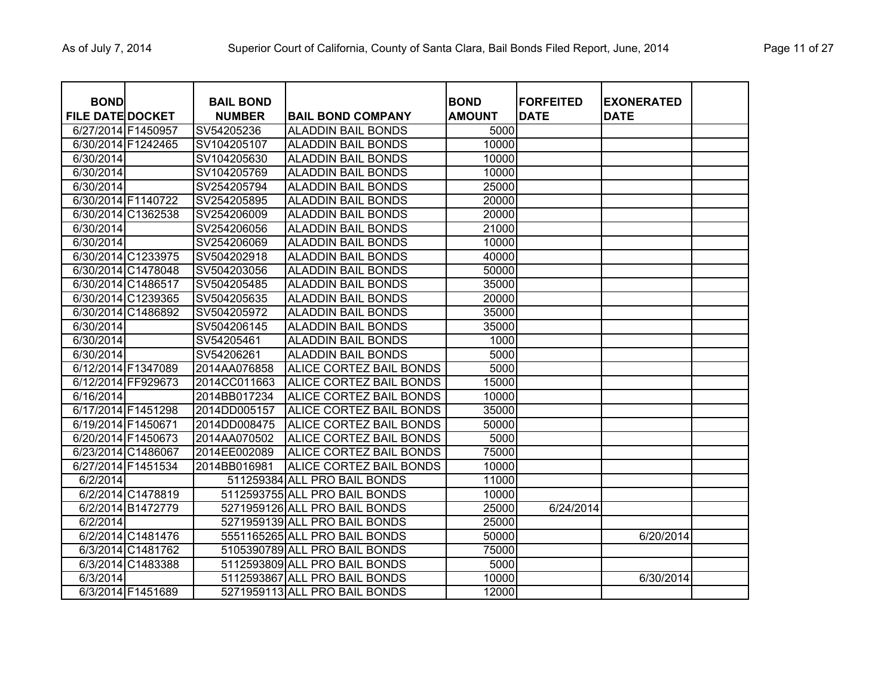| BOND FILE DATE | DOCKET | BAIL BOND NUMBER | BAIL BOND COMPANY | BOND AMOUNT | FORFEITED DATE | EXONERATED DATE | |
|---|---|---|---|---|---|---|---|
| 6/27/2014 | F1450957 | SV54205236 | ALADDIN BAIL BONDS | 5000 | | | |
| 6/30/2014 | F1242465 | SV104205107 | ALADDIN BAIL BONDS | 10000 | | | |
| 6/30/2014 | | SV104205630 | ALADDIN BAIL BONDS | 10000 | | | |
| 6/30/2014 | | SV104205769 | ALADDIN BAIL BONDS | 10000 | | | |
| 6/30/2014 | | SV254205794 | ALADDIN BAIL BONDS | 25000 | | | |
| 6/30/2014 | F1140722 | SV254205895 | ALADDIN BAIL BONDS | 20000 | | | |
| 6/30/2014 | C1362538 | SV254206009 | ALADDIN BAIL BONDS | 20000 | | | |
| 6/30/2014 | | SV254206056 | ALADDIN BAIL BONDS | 21000 | | | |
| 6/30/2014 | | SV254206069 | ALADDIN BAIL BONDS | 10000 | | | |
| 6/30/2014 | C1233975 | SV504202918 | ALADDIN BAIL BONDS | 40000 | | | |
| 6/30/2014 | C1478048 | SV504203056 | ALADDIN BAIL BONDS | 50000 | | | |
| 6/30/2014 | C1486517 | SV504205485 | ALADDIN BAIL BONDS | 35000 | | | |
| 6/30/2014 | C1239365 | SV504205635 | ALADDIN BAIL BONDS | 20000 | | | |
| 6/30/2014 | C1486892 | SV504205972 | ALADDIN BAIL BONDS | 35000 | | | |
| 6/30/2014 | | SV504206145 | ALADDIN BAIL BONDS | 35000 | | | |
| 6/30/2014 | | SV54205461 | ALADDIN BAIL BONDS | 1000 | | | |
| 6/30/2014 | | SV54206261 | ALADDIN BAIL BONDS | 5000 | | | |
| 6/12/2014 | F1347089 | 2014AA076858 | ALICE CORTEZ BAIL BONDS | 5000 | | | |
| 6/12/2014 | FF929673 | 2014CC011663 | ALICE CORTEZ BAIL BONDS | 15000 | | | |
| 6/16/2014 | | 2014BB017234 | ALICE CORTEZ BAIL BONDS | 10000 | | | |
| 6/17/2014 | F1451298 | 2014DD005157 | ALICE CORTEZ BAIL BONDS | 35000 | | | |
| 6/19/2014 | F1450671 | 2014DD008475 | ALICE CORTEZ BAIL BONDS | 50000 | | | |
| 6/20/2014 | F1450673 | 2014AA070502 | ALICE CORTEZ BAIL BONDS | 5000 | | | |
| 6/23/2014 | C1486067 | 2014EE002089 | ALICE CORTEZ BAIL BONDS | 75000 | | | |
| 6/27/2014 | F1451534 | 2014BB016981 | ALICE CORTEZ BAIL BONDS | 10000 | | | |
| 6/2/2014 | | 511259384 | ALL PRO BAIL BONDS | 11000 | | | |
| 6/2/2014 | C1478819 | 5112593755 | ALL PRO BAIL BONDS | 10000 | | | |
| 6/2/2014 | B1472779 | 5271959126 | ALL PRO BAIL BONDS | 25000 | 6/24/2014 | | |
| 6/2/2014 | | 5271959139 | ALL PRO BAIL BONDS | 25000 | | | |
| 6/2/2014 | C1481476 | 5551165265 | ALL PRO BAIL BONDS | 50000 | | 6/20/2014 | |
| 6/3/2014 | C1481762 | 5105390789 | ALL PRO BAIL BONDS | 75000 | | | |
| 6/3/2014 | C1483388 | 5112593809 | ALL PRO BAIL BONDS | 5000 | | | |
| 6/3/2014 | | 5112593867 | ALL PRO BAIL BONDS | 10000 | | 6/30/2014 | |
| 6/3/2014 | F1451689 | 5271959113 | ALL PRO BAIL BONDS | 12000 | | | |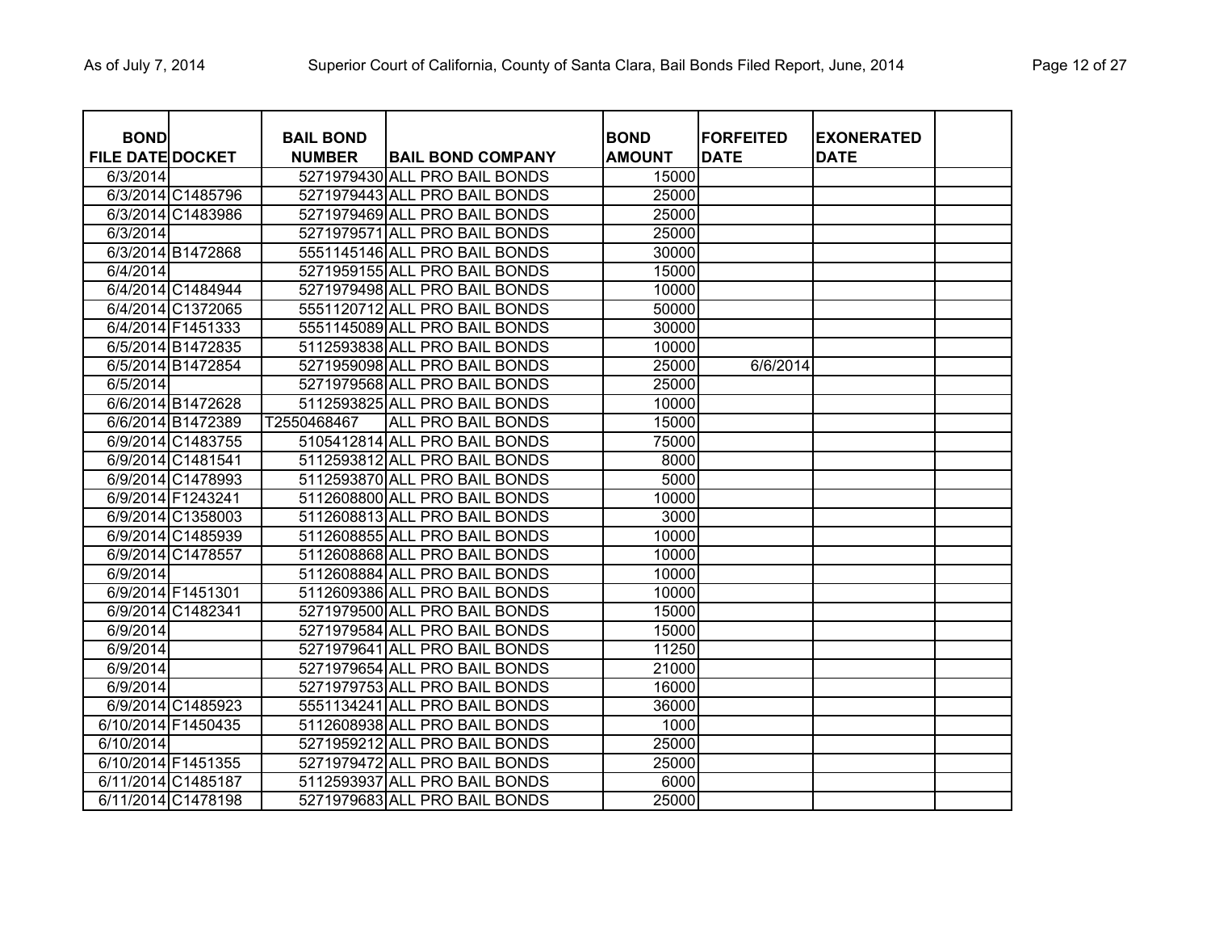| BOND FILE DATE | DOCKET | BAIL BOND NUMBER | BAIL BOND COMPANY | BOND AMOUNT | FORFEITED DATE | EXONERATED DATE | |
|---|---|---|---|---|---|---|---|
| 6/3/2014 | | 5271979430 | ALL PRO BAIL BONDS | 15000 | | | |
| 6/3/2014 | C1485796 | 5271979443 | ALL PRO BAIL BONDS | 25000 | | | |
| 6/3/2014 | C1483986 | 5271979469 | ALL PRO BAIL BONDS | 25000 | | | |
| 6/3/2014 | | 5271979571 | ALL PRO BAIL BONDS | 25000 | | | |
| 6/3/2014 | B1472868 | 5551145146 | ALL PRO BAIL BONDS | 30000 | | | |
| 6/4/2014 | | 5271959155 | ALL PRO BAIL BONDS | 15000 | | | |
| 6/4/2014 | C1484944 | 5271979498 | ALL PRO BAIL BONDS | 10000 | | | |
| 6/4/2014 | C1372065 | 5551120712 | ALL PRO BAIL BONDS | 50000 | | | |
| 6/4/2014 | F1451333 | 5551145089 | ALL PRO BAIL BONDS | 30000 | | | |
| 6/5/2014 | B1472835 | 5112593838 | ALL PRO BAIL BONDS | 10000 | | | |
| 6/5/2014 | B1472854 | 5271959098 | ALL PRO BAIL BONDS | 25000 | 6/6/2014 | | |
| 6/5/2014 | | 5271979568 | ALL PRO BAIL BONDS | 25000 | | | |
| 6/6/2014 | B1472628 | 5112593825 | ALL PRO BAIL BONDS | 10000 | | | |
| 6/6/2014 | B1472389 | T2550468467 | ALL PRO BAIL BONDS | 15000 | | | |
| 6/9/2014 | C1483755 | 5105412814 | ALL PRO BAIL BONDS | 75000 | | | |
| 6/9/2014 | C1481541 | 5112593812 | ALL PRO BAIL BONDS | 8000 | | | |
| 6/9/2014 | C1478993 | 5112593870 | ALL PRO BAIL BONDS | 5000 | | | |
| 6/9/2014 | F1243241 | 5112608800 | ALL PRO BAIL BONDS | 10000 | | | |
| 6/9/2014 | C1358003 | 5112608813 | ALL PRO BAIL BONDS | 3000 | | | |
| 6/9/2014 | C1485939 | 5112608855 | ALL PRO BAIL BONDS | 10000 | | | |
| 6/9/2014 | C1478557 | 5112608868 | ALL PRO BAIL BONDS | 10000 | | | |
| 6/9/2014 | | 5112608884 | ALL PRO BAIL BONDS | 10000 | | | |
| 6/9/2014 | F1451301 | 5112609386 | ALL PRO BAIL BONDS | 10000 | | | |
| 6/9/2014 | C1482341 | 5271979500 | ALL PRO BAIL BONDS | 15000 | | | |
| 6/9/2014 | | 5271979584 | ALL PRO BAIL BONDS | 15000 | | | |
| 6/9/2014 | | 5271979641 | ALL PRO BAIL BONDS | 11250 | | | |
| 6/9/2014 | | 5271979654 | ALL PRO BAIL BONDS | 21000 | | | |
| 6/9/2014 | | 5271979753 | ALL PRO BAIL BONDS | 16000 | | | |
| 6/9/2014 | C1485923 | 5551134241 | ALL PRO BAIL BONDS | 36000 | | | |
| 6/10/2014 | F1450435 | 5112608938 | ALL PRO BAIL BONDS | 1000 | | | |
| 6/10/2014 | | 5271959212 | ALL PRO BAIL BONDS | 25000 | | | |
| 6/10/2014 | F1451355 | 5271979472 | ALL PRO BAIL BONDS | 25000 | | | |
| 6/11/2014 | C1485187 | 5112593937 | ALL PRO BAIL BONDS | 6000 | | | |
| 6/11/2014 | C1478198 | 5271979683 | ALL PRO BAIL BONDS | 25000 | | | |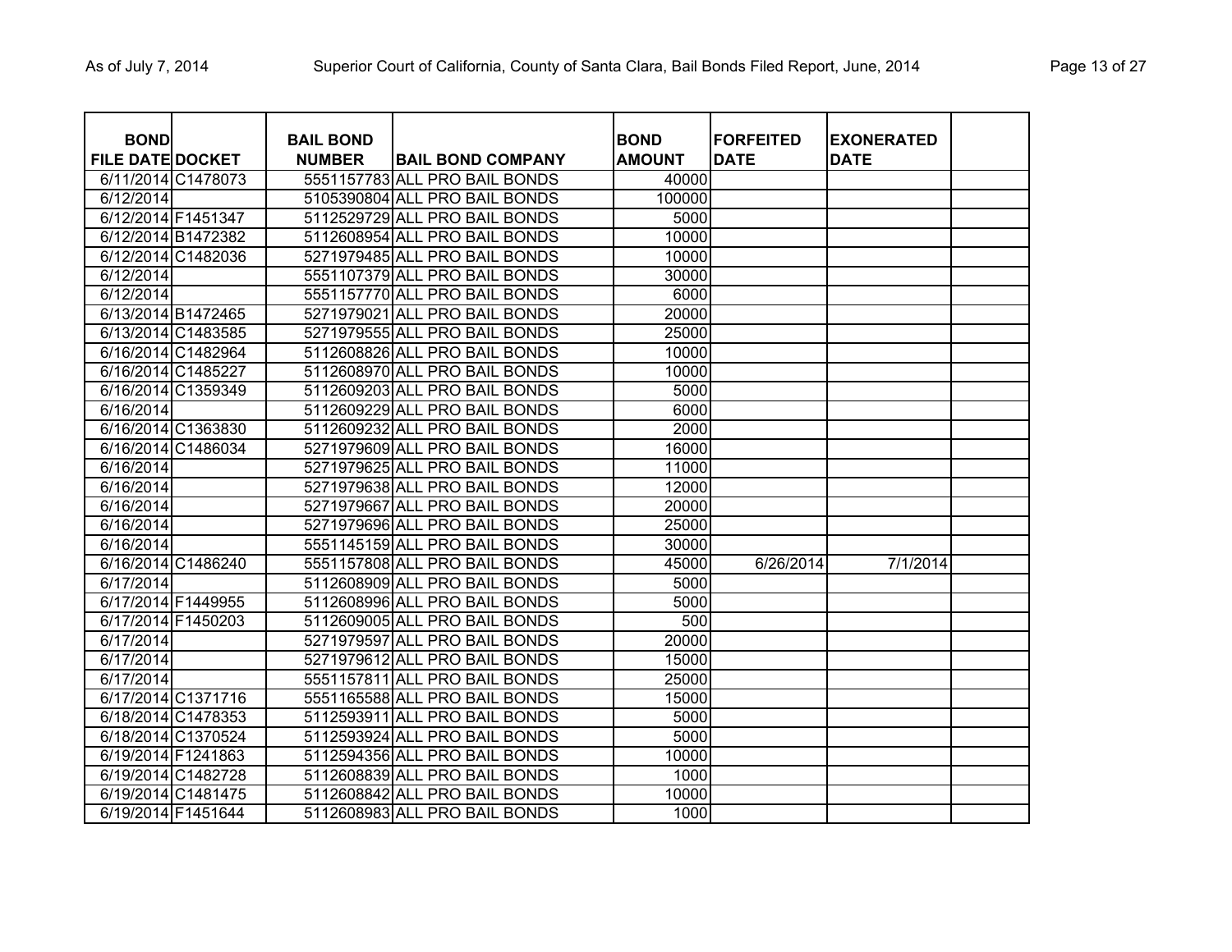| BOND FILE DATE | DOCKET | BAIL BOND NUMBER | BAIL BOND COMPANY | BOND AMOUNT | FORFEITED DATE | EXONERATED DATE | |
|---|---|---|---|---|---|---|---|
| 6/11/2014 | C1478073 | 5551157783 | ALL PRO BAIL BONDS | 40000 | | | |
| 6/12/2014 | | 5105390804 | ALL PRO BAIL BONDS | 100000 | | | |
| 6/12/2014 | F1451347 | 5112529729 | ALL PRO BAIL BONDS | 5000 | | | |
| 6/12/2014 | B1472382 | 5112608954 | ALL PRO BAIL BONDS | 10000 | | | |
| 6/12/2014 | C1482036 | 5271979485 | ALL PRO BAIL BONDS | 10000 | | | |
| 6/12/2014 | | 5551107379 | ALL PRO BAIL BONDS | 30000 | | | |
| 6/12/2014 | | 5551157770 | ALL PRO BAIL BONDS | 6000 | | | |
| 6/13/2014 | B1472465 | 5271979021 | ALL PRO BAIL BONDS | 20000 | | | |
| 6/13/2014 | C1483585 | 5271979555 | ALL PRO BAIL BONDS | 25000 | | | |
| 6/16/2014 | C1482964 | 5112608826 | ALL PRO BAIL BONDS | 10000 | | | |
| 6/16/2014 | C1485227 | 5112608970 | ALL PRO BAIL BONDS | 10000 | | | |
| 6/16/2014 | C1359349 | 5112609203 | ALL PRO BAIL BONDS | 5000 | | | |
| 6/16/2014 | | 5112609229 | ALL PRO BAIL BONDS | 6000 | | | |
| 6/16/2014 | C1363830 | 5112609232 | ALL PRO BAIL BONDS | 2000 | | | |
| 6/16/2014 | C1486034 | 5271979609 | ALL PRO BAIL BONDS | 16000 | | | |
| 6/16/2014 | | 5271979625 | ALL PRO BAIL BONDS | 11000 | | | |
| 6/16/2014 | | 5271979638 | ALL PRO BAIL BONDS | 12000 | | | |
| 6/16/2014 | | 5271979667 | ALL PRO BAIL BONDS | 20000 | | | |
| 6/16/2014 | | 5271979696 | ALL PRO BAIL BONDS | 25000 | | | |
| 6/16/2014 | | 5551145159 | ALL PRO BAIL BONDS | 30000 | | | |
| 6/16/2014 | C1486240 | 5551157808 | ALL PRO BAIL BONDS | 45000 | 6/26/2014 | 7/1/2014 | |
| 6/17/2014 | | 5112608909 | ALL PRO BAIL BONDS | 5000 | | | |
| 6/17/2014 | F1449955 | 5112608996 | ALL PRO BAIL BONDS | 5000 | | | |
| 6/17/2014 | F1450203 | 5112609005 | ALL PRO BAIL BONDS | 500 | | | |
| 6/17/2014 | | 5271979597 | ALL PRO BAIL BONDS | 20000 | | | |
| 6/17/2014 | | 5271979612 | ALL PRO BAIL BONDS | 15000 | | | |
| 6/17/2014 | | 5551157811 | ALL PRO BAIL BONDS | 25000 | | | |
| 6/17/2014 | C1371716 | 5551165588 | ALL PRO BAIL BONDS | 15000 | | | |
| 6/18/2014 | C1478353 | 5112593911 | ALL PRO BAIL BONDS | 5000 | | | |
| 6/18/2014 | C1370524 | 5112593924 | ALL PRO BAIL BONDS | 5000 | | | |
| 6/19/2014 | F1241863 | 5112594356 | ALL PRO BAIL BONDS | 10000 | | | |
| 6/19/2014 | C1482728 | 5112608839 | ALL PRO BAIL BONDS | 1000 | | | |
| 6/19/2014 | C1481475 | 5112608842 | ALL PRO BAIL BONDS | 10000 | | | |
| 6/19/2014 | F1451644 | 5112608983 | ALL PRO BAIL BONDS | 1000 | | | |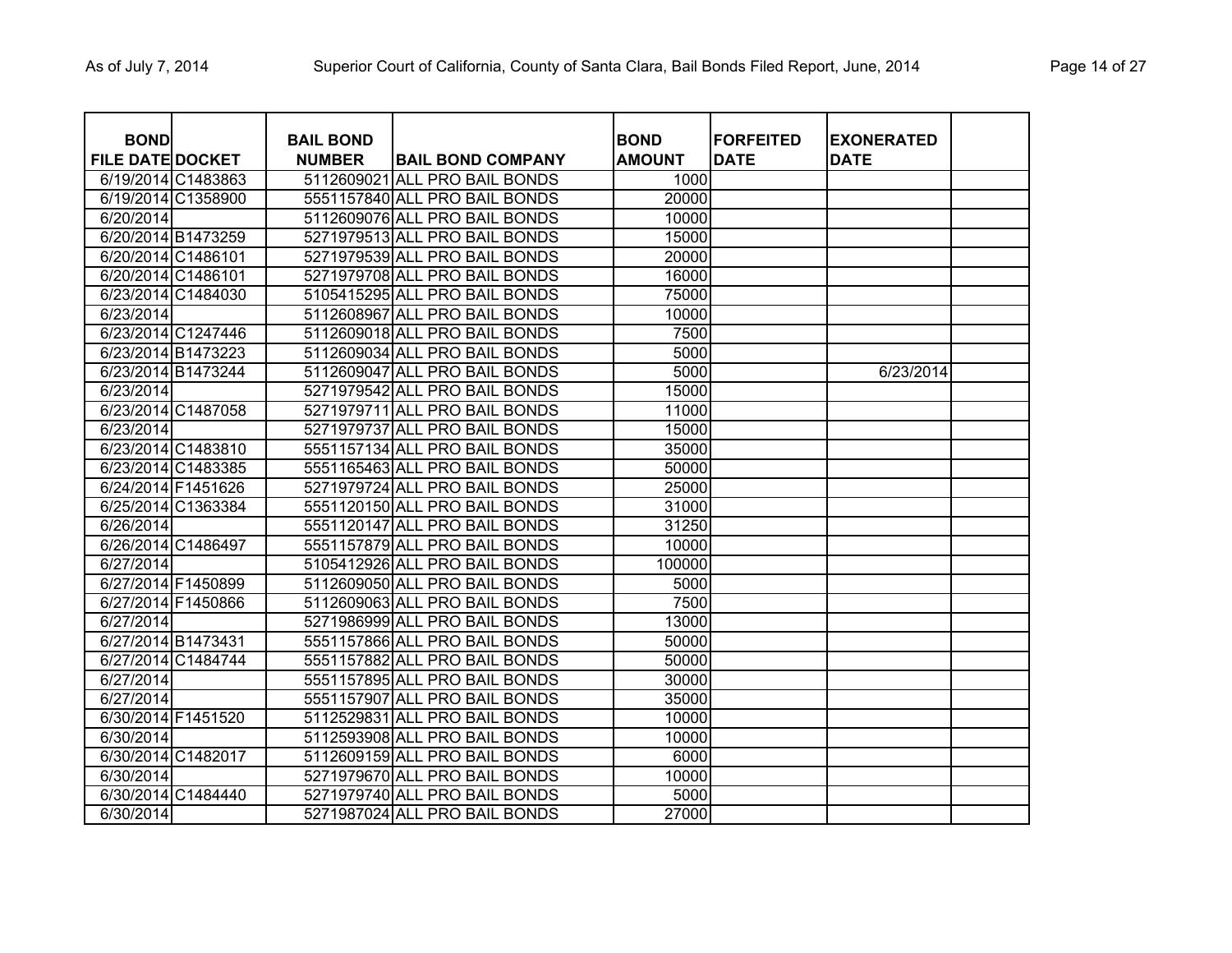| BOND FILE DATE | DOCKET | BAIL BOND NUMBER | BAIL BOND COMPANY | BOND AMOUNT | FORFEITED DATE | EXONERATED DATE | |
|---|---|---|---|---|---|---|---|
| 6/19/2014 | C1483863 | 5112609021 | ALL PRO BAIL BONDS | 1000 | | | |
| 6/19/2014 | C1358900 | 5551157840 | ALL PRO BAIL BONDS | 20000 | | | |
| 6/20/2014 | | 5112609076 | ALL PRO BAIL BONDS | 10000 | | | |
| 6/20/2014 | B1473259 | 5271979513 | ALL PRO BAIL BONDS | 15000 | | | |
| 6/20/2014 | C1486101 | 5271979539 | ALL PRO BAIL BONDS | 20000 | | | |
| 6/20/2014 | C1486101 | 5271979708 | ALL PRO BAIL BONDS | 16000 | | | |
| 6/23/2014 | C1484030 | 5105415295 | ALL PRO BAIL BONDS | 75000 | | | |
| 6/23/2014 | | 5112608967 | ALL PRO BAIL BONDS | 10000 | | | |
| 6/23/2014 | C1247446 | 5112609018 | ALL PRO BAIL BONDS | 7500 | | | |
| 6/23/2014 | B1473223 | 5112609034 | ALL PRO BAIL BONDS | 5000 | | | |
| 6/23/2014 | B1473244 | 5112609047 | ALL PRO BAIL BONDS | 5000 | | 6/23/2014 | |
| 6/23/2014 | | 5271979542 | ALL PRO BAIL BONDS | 15000 | | | |
| 6/23/2014 | C1487058 | 5271979711 | ALL PRO BAIL BONDS | 11000 | | | |
| 6/23/2014 | | 5271979737 | ALL PRO BAIL BONDS | 15000 | | | |
| 6/23/2014 | C1483810 | 5551157134 | ALL PRO BAIL BONDS | 35000 | | | |
| 6/23/2014 | C1483385 | 5551165463 | ALL PRO BAIL BONDS | 50000 | | | |
| 6/24/2014 | F1451626 | 5271979724 | ALL PRO BAIL BONDS | 25000 | | | |
| 6/25/2014 | C1363384 | 5551120150 | ALL PRO BAIL BONDS | 31000 | | | |
| 6/26/2014 | | 5551120147 | ALL PRO BAIL BONDS | 31250 | | | |
| 6/26/2014 | C1486497 | 5551157879 | ALL PRO BAIL BONDS | 10000 | | | |
| 6/27/2014 | | 5105412926 | ALL PRO BAIL BONDS | 100000 | | | |
| 6/27/2014 | F1450899 | 5112609050 | ALL PRO BAIL BONDS | 5000 | | | |
| 6/27/2014 | F1450866 | 5112609063 | ALL PRO BAIL BONDS | 7500 | | | |
| 6/27/2014 | | 5271986999 | ALL PRO BAIL BONDS | 13000 | | | |
| 6/27/2014 | B1473431 | 5551157866 | ALL PRO BAIL BONDS | 50000 | | | |
| 6/27/2014 | C1484744 | 5551157882 | ALL PRO BAIL BONDS | 50000 | | | |
| 6/27/2014 | | 5551157895 | ALL PRO BAIL BONDS | 30000 | | | |
| 6/27/2014 | | 5551157907 | ALL PRO BAIL BONDS | 35000 | | | |
| 6/30/2014 | F1451520 | 5112529831 | ALL PRO BAIL BONDS | 10000 | | | |
| 6/30/2014 | | 5112593908 | ALL PRO BAIL BONDS | 10000 | | | |
| 6/30/2014 | C1482017 | 5112609159 | ALL PRO BAIL BONDS | 6000 | | | |
| 6/30/2014 | | 5271979670 | ALL PRO BAIL BONDS | 10000 | | | |
| 6/30/2014 | C1484440 | 5271979740 | ALL PRO BAIL BONDS | 5000 | | | |
| 6/30/2014 | | 5271987024 | ALL PRO BAIL BONDS | 27000 | | | |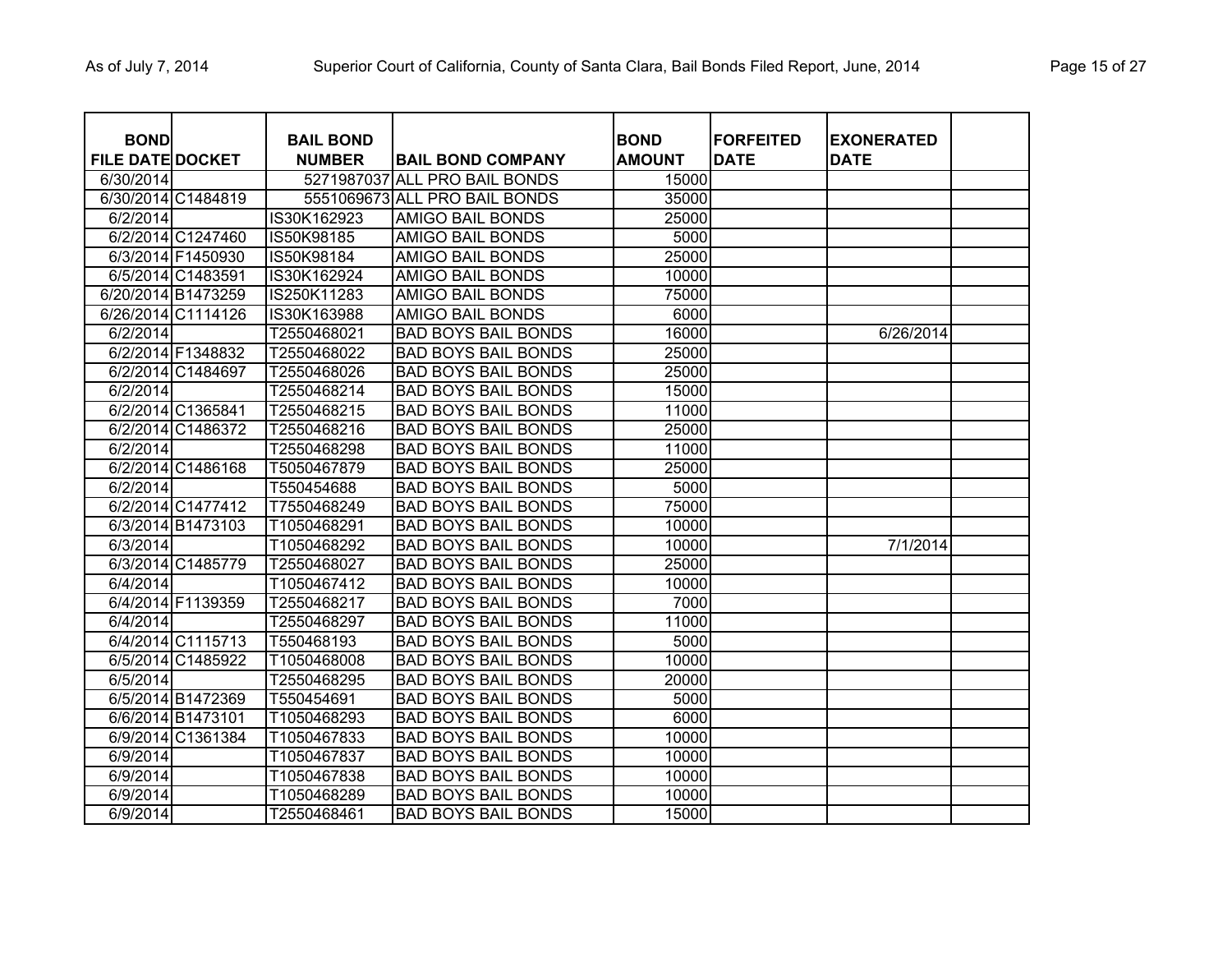| BOND FILE DATE | DOCKET | BAIL BOND NUMBER | BAIL BOND COMPANY | BOND AMOUNT | FORFEITED DATE | EXONERATED DATE | |
|---|---|---|---|---|---|---|---|
| 6/30/2014 | | 5271987037 | ALL PRO BAIL BONDS | 15000 | | | |
| 6/30/2014 | C1484819 | 5551069673 | ALL PRO BAIL BONDS | 35000 | | | |
| 6/2/2014 | | IS30K162923 | AMIGO BAIL BONDS | 25000 | | | |
| 6/2/2014 | C1247460 | IS50K98185 | AMIGO BAIL BONDS | 5000 | | | |
| 6/3/2014 | F1450930 | IS50K98184 | AMIGO BAIL BONDS | 25000 | | | |
| 6/5/2014 | C1483591 | IS30K162924 | AMIGO BAIL BONDS | 10000 | | | |
| 6/20/2014 | B1473259 | IS250K11283 | AMIGO BAIL BONDS | 75000 | | | |
| 6/26/2014 | C1114126 | IS30K163988 | AMIGO BAIL BONDS | 6000 | | | |
| 6/2/2014 | | T2550468021 | BAD BOYS BAIL BONDS | 16000 | | 6/26/2014 | |
| 6/2/2014 | F1348832 | T2550468022 | BAD BOYS BAIL BONDS | 25000 | | | |
| 6/2/2014 | C1484697 | T2550468026 | BAD BOYS BAIL BONDS | 25000 | | | |
| 6/2/2014 | | T2550468214 | BAD BOYS BAIL BONDS | 15000 | | | |
| 6/2/2014 | C1365841 | T2550468215 | BAD BOYS BAIL BONDS | 11000 | | | |
| 6/2/2014 | C1486372 | T2550468216 | BAD BOYS BAIL BONDS | 25000 | | | |
| 6/2/2014 | | T2550468298 | BAD BOYS BAIL BONDS | 11000 | | | |
| 6/2/2014 | C1486168 | T5050467879 | BAD BOYS BAIL BONDS | 25000 | | | |
| 6/2/2014 | | T550454688 | BAD BOYS BAIL BONDS | 5000 | | | |
| 6/2/2014 | C1477412 | T7550468249 | BAD BOYS BAIL BONDS | 75000 | | | |
| 6/3/2014 | B1473103 | T1050468291 | BAD BOYS BAIL BONDS | 10000 | | | |
| 6/3/2014 | | T1050468292 | BAD BOYS BAIL BONDS | 10000 | | 7/1/2014 | |
| 6/3/2014 | C1485779 | T2550468027 | BAD BOYS BAIL BONDS | 25000 | | | |
| 6/4/2014 | | T1050467412 | BAD BOYS BAIL BONDS | 10000 | | | |
| 6/4/2014 | F1139359 | T2550468217 | BAD BOYS BAIL BONDS | 7000 | | | |
| 6/4/2014 | | T2550468297 | BAD BOYS BAIL BONDS | 11000 | | | |
| 6/4/2014 | C1115713 | T550468193 | BAD BOYS BAIL BONDS | 5000 | | | |
| 6/5/2014 | C1485922 | T1050468008 | BAD BOYS BAIL BONDS | 10000 | | | |
| 6/5/2014 | | T2550468295 | BAD BOYS BAIL BONDS | 20000 | | | |
| 6/5/2014 | B1472369 | T550454691 | BAD BOYS BAIL BONDS | 5000 | | | |
| 6/6/2014 | B1473101 | T1050468293 | BAD BOYS BAIL BONDS | 6000 | | | |
| 6/9/2014 | C1361384 | T1050467833 | BAD BOYS BAIL BONDS | 10000 | | | |
| 6/9/2014 | | T1050467837 | BAD BOYS BAIL BONDS | 10000 | | | |
| 6/9/2014 | | T1050467838 | BAD BOYS BAIL BONDS | 10000 | | | |
| 6/9/2014 | | T1050468289 | BAD BOYS BAIL BONDS | 10000 | | | |
| 6/9/2014 | | T2550468461 | BAD BOYS BAIL BONDS | 15000 | | | |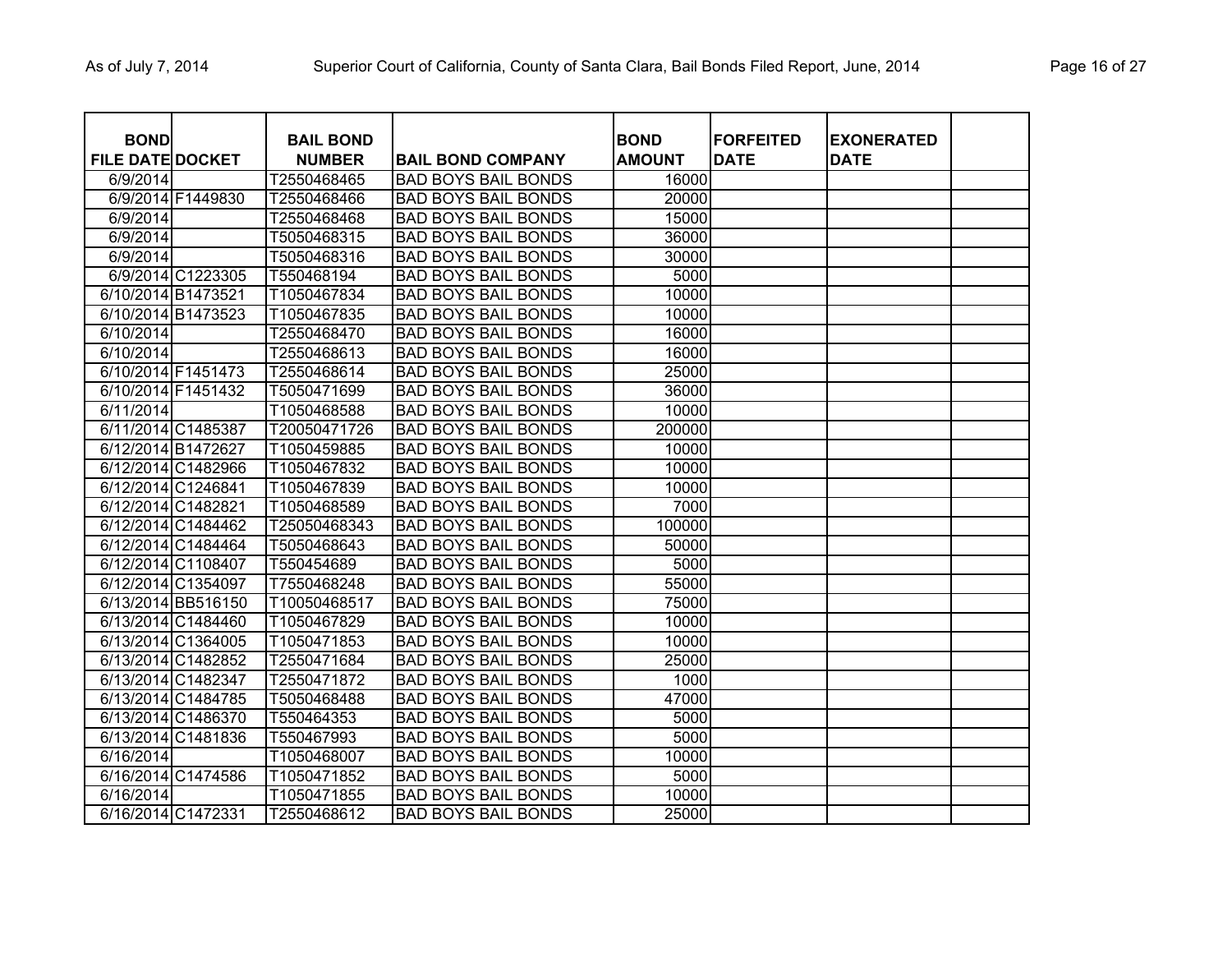| BOND FILE DATE | DOCKET | BAIL BOND NUMBER | BAIL BOND COMPANY | BOND AMOUNT | FORFEITED DATE | EXONERATED DATE | |
|---|---|---|---|---|---|---|---|
| 6/9/2014 | | T2550468465 | BAD BOYS BAIL BONDS | 16000 | | | |
| 6/9/2014 | F1449830 | T2550468466 | BAD BOYS BAIL BONDS | 20000 | | | |
| 6/9/2014 | | T2550468468 | BAD BOYS BAIL BONDS | 15000 | | | |
| 6/9/2014 | | T5050468315 | BAD BOYS BAIL BONDS | 36000 | | | |
| 6/9/2014 | | T5050468316 | BAD BOYS BAIL BONDS | 30000 | | | |
| 6/9/2014 | C1223305 | T550468194 | BAD BOYS BAIL BONDS | 5000 | | | |
| 6/10/2014 | B1473521 | T1050467834 | BAD BOYS BAIL BONDS | 10000 | | | |
| 6/10/2014 | B1473523 | T1050467835 | BAD BOYS BAIL BONDS | 10000 | | | |
| 6/10/2014 | | T2550468470 | BAD BOYS BAIL BONDS | 16000 | | | |
| 6/10/2014 | | T2550468613 | BAD BOYS BAIL BONDS | 16000 | | | |
| 6/10/2014 | F1451473 | T2550468614 | BAD BOYS BAIL BONDS | 25000 | | | |
| 6/10/2014 | F1451432 | T5050471699 | BAD BOYS BAIL BONDS | 36000 | | | |
| 6/11/2014 | | T1050468588 | BAD BOYS BAIL BONDS | 10000 | | | |
| 6/11/2014 | C1485387 | T20050471726 | BAD BOYS BAIL BONDS | 200000 | | | |
| 6/12/2014 | B1472627 | T1050459885 | BAD BOYS BAIL BONDS | 10000 | | | |
| 6/12/2014 | C1482966 | T1050467832 | BAD BOYS BAIL BONDS | 10000 | | | |
| 6/12/2014 | C1246841 | T1050467839 | BAD BOYS BAIL BONDS | 10000 | | | |
| 6/12/2014 | C1482821 | T1050468589 | BAD BOYS BAIL BONDS | 7000 | | | |
| 6/12/2014 | C1484462 | T25050468343 | BAD BOYS BAIL BONDS | 100000 | | | |
| 6/12/2014 | C1484464 | T5050468643 | BAD BOYS BAIL BONDS | 50000 | | | |
| 6/12/2014 | C1108407 | T550454689 | BAD BOYS BAIL BONDS | 5000 | | | |
| 6/12/2014 | C1354097 | T7550468248 | BAD BOYS BAIL BONDS | 55000 | | | |
| 6/13/2014 | BB516150 | T10050468517 | BAD BOYS BAIL BONDS | 75000 | | | |
| 6/13/2014 | C1484460 | T1050467829 | BAD BOYS BAIL BONDS | 10000 | | | |
| 6/13/2014 | C1364005 | T1050471853 | BAD BOYS BAIL BONDS | 10000 | | | |
| 6/13/2014 | C1482852 | T2550471684 | BAD BOYS BAIL BONDS | 25000 | | | |
| 6/13/2014 | C1482347 | T2550471872 | BAD BOYS BAIL BONDS | 1000 | | | |
| 6/13/2014 | C1484785 | T5050468488 | BAD BOYS BAIL BONDS | 47000 | | | |
| 6/13/2014 | C1486370 | T550464353 | BAD BOYS BAIL BONDS | 5000 | | | |
| 6/13/2014 | C1481836 | T550467993 | BAD BOYS BAIL BONDS | 5000 | | | |
| 6/16/2014 | | T1050468007 | BAD BOYS BAIL BONDS | 10000 | | | |
| 6/16/2014 | C1474586 | T1050471852 | BAD BOYS BAIL BONDS | 5000 | | | |
| 6/16/2014 | | T1050471855 | BAD BOYS BAIL BONDS | 10000 | | | |
| 6/16/2014 | C1472331 | T2550468612 | BAD BOYS BAIL BONDS | 25000 | | | |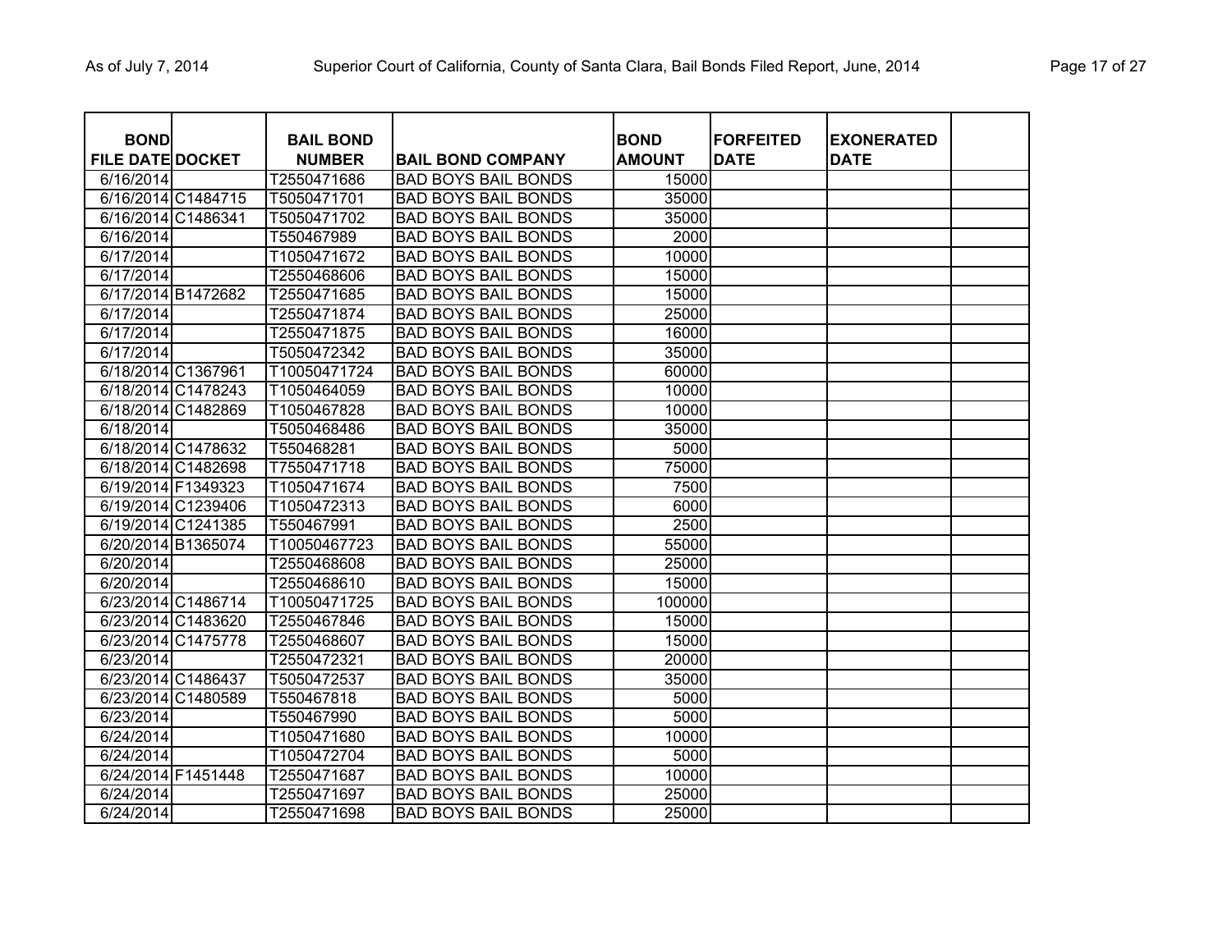| BOND FILE DATE | DOCKET | BAIL BOND NUMBER | BAIL BOND COMPANY | BOND AMOUNT | FORFEITED DATE | EXONERATED DATE | |
|---|---|---|---|---|---|---|---|
| 6/16/2014 | | T2550471686 | BAD BOYS BAIL BONDS | 15000 | | | |
| 6/16/2014 | C1484715 | T5050471701 | BAD BOYS BAIL BONDS | 35000 | | | |
| 6/16/2014 | C1486341 | T5050471702 | BAD BOYS BAIL BONDS | 35000 | | | |
| 6/16/2014 | | T550467989 | BAD BOYS BAIL BONDS | 2000 | | | |
| 6/17/2014 | | T1050471672 | BAD BOYS BAIL BONDS | 10000 | | | |
| 6/17/2014 | | T2550468606 | BAD BOYS BAIL BONDS | 15000 | | | |
| 6/17/2014 | B1472682 | T2550471685 | BAD BOYS BAIL BONDS | 15000 | | | |
| 6/17/2014 | | T2550471874 | BAD BOYS BAIL BONDS | 25000 | | | |
| 6/17/2014 | | T2550471875 | BAD BOYS BAIL BONDS | 16000 | | | |
| 6/17/2014 | | T5050472342 | BAD BOYS BAIL BONDS | 35000 | | | |
| 6/18/2014 | C1367961 | T10050471724 | BAD BOYS BAIL BONDS | 60000 | | | |
| 6/18/2014 | C1478243 | T1050464059 | BAD BOYS BAIL BONDS | 10000 | | | |
| 6/18/2014 | C1482869 | T1050467828 | BAD BOYS BAIL BONDS | 10000 | | | |
| 6/18/2014 | | T5050468486 | BAD BOYS BAIL BONDS | 35000 | | | |
| 6/18/2014 | C1478632 | T550468281 | BAD BOYS BAIL BONDS | 5000 | | | |
| 6/18/2014 | C1482698 | T7550471718 | BAD BOYS BAIL BONDS | 75000 | | | |
| 6/19/2014 | F1349323 | T1050471674 | BAD BOYS BAIL BONDS | 7500 | | | |
| 6/19/2014 | C1239406 | T1050472313 | BAD BOYS BAIL BONDS | 6000 | | | |
| 6/19/2014 | C1241385 | T550467991 | BAD BOYS BAIL BONDS | 2500 | | | |
| 6/20/2014 | B1365074 | T10050467723 | BAD BOYS BAIL BONDS | 55000 | | | |
| 6/20/2014 | | T2550468608 | BAD BOYS BAIL BONDS | 25000 | | | |
| 6/20/2014 | | T2550468610 | BAD BOYS BAIL BONDS | 15000 | | | |
| 6/23/2014 | C1486714 | T10050471725 | BAD BOYS BAIL BONDS | 100000 | | | |
| 6/23/2014 | C1483620 | T2550467846 | BAD BOYS BAIL BONDS | 15000 | | | |
| 6/23/2014 | C1475778 | T2550468607 | BAD BOYS BAIL BONDS | 15000 | | | |
| 6/23/2014 | | T2550472321 | BAD BOYS BAIL BONDS | 20000 | | | |
| 6/23/2014 | C1486437 | T5050472537 | BAD BOYS BAIL BONDS | 35000 | | | |
| 6/23/2014 | C1480589 | T550467818 | BAD BOYS BAIL BONDS | 5000 | | | |
| 6/23/2014 | | T550467990 | BAD BOYS BAIL BONDS | 5000 | | | |
| 6/24/2014 | | T1050471680 | BAD BOYS BAIL BONDS | 10000 | | | |
| 6/24/2014 | | T1050472704 | BAD BOYS BAIL BONDS | 5000 | | | |
| 6/24/2014 | F1451448 | T2550471687 | BAD BOYS BAIL BONDS | 10000 | | | |
| 6/24/2014 | | T2550471697 | BAD BOYS BAIL BONDS | 25000 | | | |
| 6/24/2014 | | T2550471698 | BAD BOYS BAIL BONDS | 25000 | | | |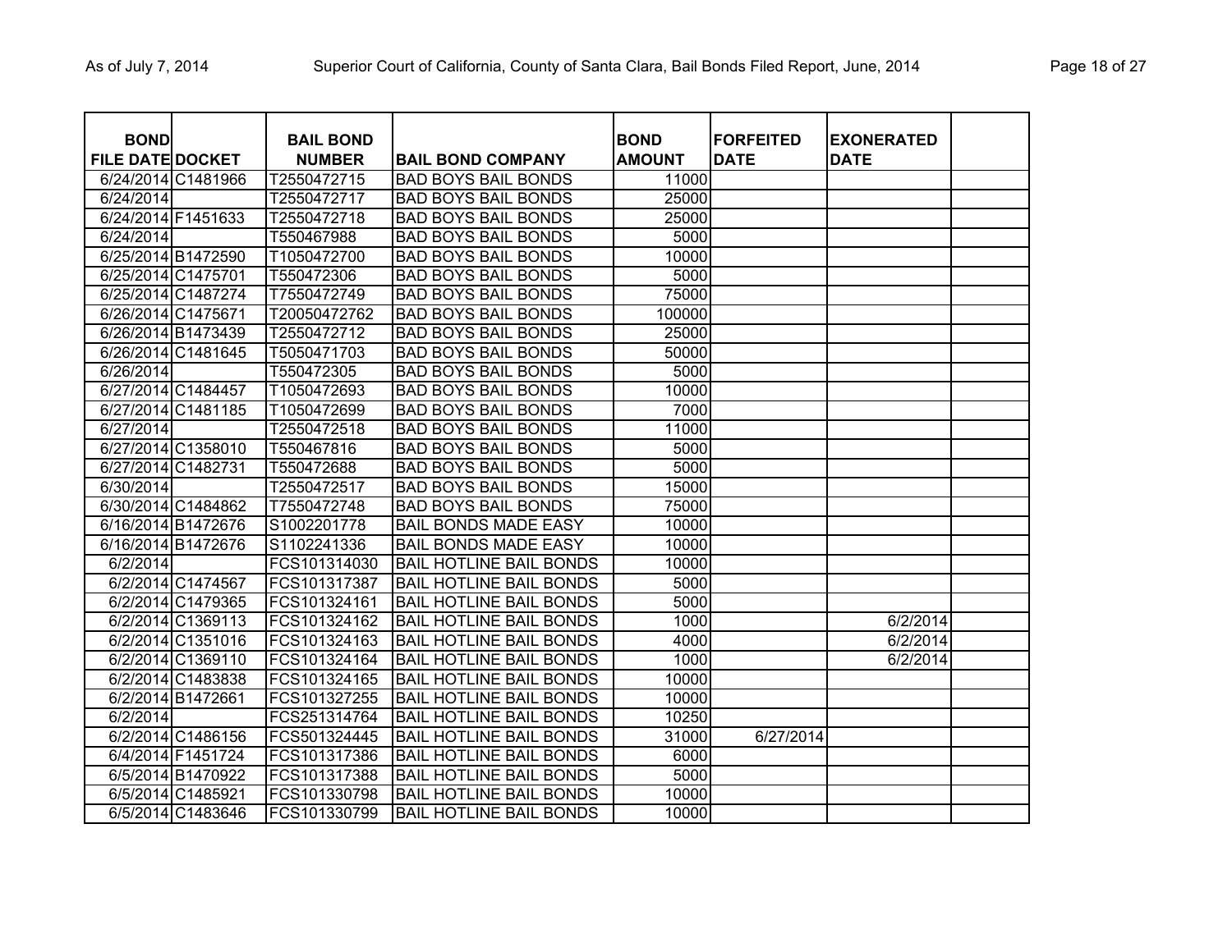| BOND FILE DATE | DOCKET | BAIL BOND NUMBER | BAIL BOND COMPANY | BOND AMOUNT | FORFEITED DATE | EXONERATED DATE | |
|---|---|---|---|---|---|---|---|
| 6/24/2014 | C1481966 | T2550472715 | BAD BOYS BAIL BONDS | 11000 | | | |
| 6/24/2014 | | T2550472717 | BAD BOYS BAIL BONDS | 25000 | | | |
| 6/24/2014 | F1451633 | T2550472718 | BAD BOYS BAIL BONDS | 25000 | | | |
| 6/24/2014 | | T550467988 | BAD BOYS BAIL BONDS | 5000 | | | |
| 6/25/2014 | B1472590 | T1050472700 | BAD BOYS BAIL BONDS | 10000 | | | |
| 6/25/2014 | C1475701 | T550472306 | BAD BOYS BAIL BONDS | 5000 | | | |
| 6/25/2014 | C1487274 | T7550472749 | BAD BOYS BAIL BONDS | 75000 | | | |
| 6/26/2014 | C1475671 | T20050472762 | BAD BOYS BAIL BONDS | 100000 | | | |
| 6/26/2014 | B1473439 | T2550472712 | BAD BOYS BAIL BONDS | 25000 | | | |
| 6/26/2014 | C1481645 | T5050471703 | BAD BOYS BAIL BONDS | 50000 | | | |
| 6/26/2014 | | T550472305 | BAD BOYS BAIL BONDS | 5000 | | | |
| 6/27/2014 | C1484457 | T1050472693 | BAD BOYS BAIL BONDS | 10000 | | | |
| 6/27/2014 | C1481185 | T1050472699 | BAD BOYS BAIL BONDS | 7000 | | | |
| 6/27/2014 | | T2550472518 | BAD BOYS BAIL BONDS | 11000 | | | |
| 6/27/2014 | C1358010 | T550467816 | BAD BOYS BAIL BONDS | 5000 | | | |
| 6/27/2014 | C1482731 | T550472688 | BAD BOYS BAIL BONDS | 5000 | | | |
| 6/30/2014 | | T2550472517 | BAD BOYS BAIL BONDS | 15000 | | | |
| 6/30/2014 | C1484862 | T7550472748 | BAD BOYS BAIL BONDS | 75000 | | | |
| 6/16/2014 | B1472676 | S1002201778 | BAIL BONDS MADE EASY | 10000 | | | |
| 6/16/2014 | B1472676 | S1102241336 | BAIL BONDS MADE EASY | 10000 | | | |
| 6/2/2014 | | FCS101314030 | BAIL HOTLINE BAIL BONDS | 10000 | | | |
| 6/2/2014 | C1474567 | FCS101317387 | BAIL HOTLINE BAIL BONDS | 5000 | | | |
| 6/2/2014 | C1479365 | FCS101324161 | BAIL HOTLINE BAIL BONDS | 5000 | | | |
| 6/2/2014 | C1369113 | FCS101324162 | BAIL HOTLINE BAIL BONDS | 1000 | | 6/2/2014 | |
| 6/2/2014 | C1351016 | FCS101324163 | BAIL HOTLINE BAIL BONDS | 4000 | | 6/2/2014 | |
| 6/2/2014 | C1369110 | FCS101324164 | BAIL HOTLINE BAIL BONDS | 1000 | | 6/2/2014 | |
| 6/2/2014 | C1483838 | FCS101324165 | BAIL HOTLINE BAIL BONDS | 10000 | | | |
| 6/2/2014 | B1472661 | FCS101327255 | BAIL HOTLINE BAIL BONDS | 10000 | | | |
| 6/2/2014 | | FCS251314764 | BAIL HOTLINE BAIL BONDS | 10250 | | | |
| 6/2/2014 | C1486156 | FCS501324445 | BAIL HOTLINE BAIL BONDS | 31000 | 6/27/2014 | | |
| 6/4/2014 | F1451724 | FCS101317386 | BAIL HOTLINE BAIL BONDS | 6000 | | | |
| 6/5/2014 | B1470922 | FCS101317388 | BAIL HOTLINE BAIL BONDS | 5000 | | | |
| 6/5/2014 | C1485921 | FCS101330798 | BAIL HOTLINE BAIL BONDS | 10000 | | | |
| 6/5/2014 | C1483646 | FCS101330799 | BAIL HOTLINE BAIL BONDS | 10000 | | | |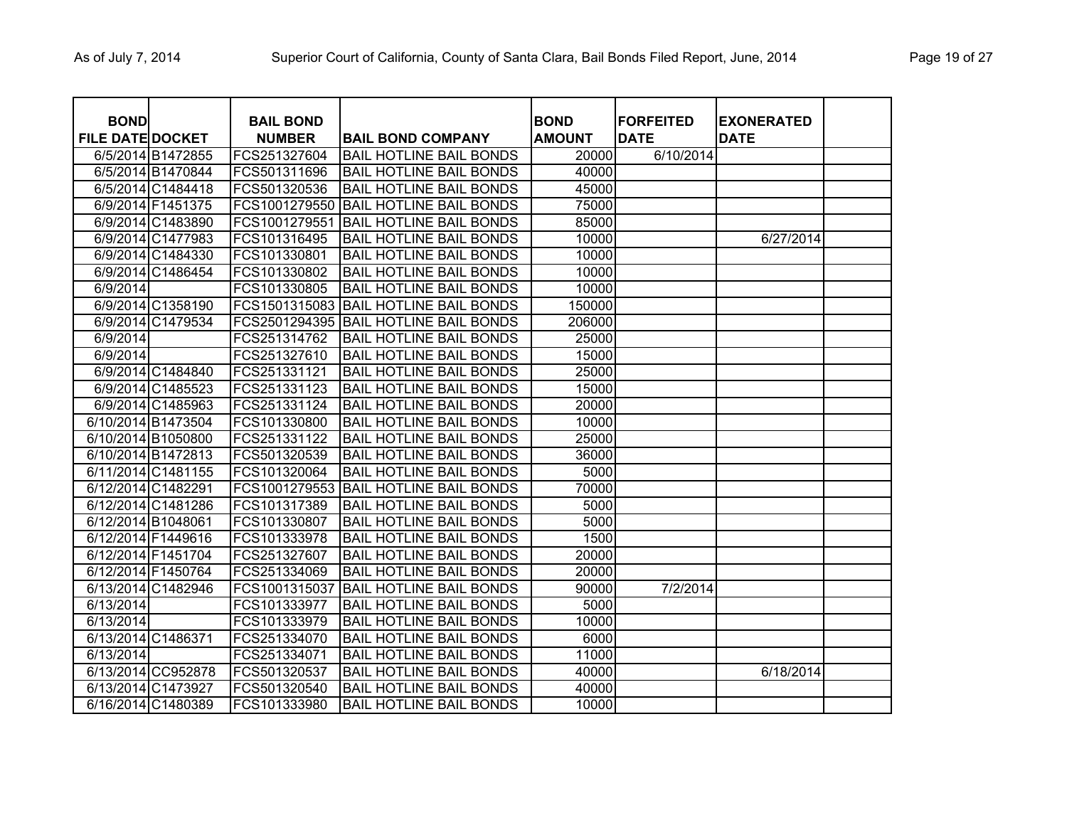| BOND FILE DATE | DOCKET | BAIL BOND NUMBER | BAIL BOND COMPANY | BOND AMOUNT | FORFEITED DATE | EXONERATED DATE | |
|---|---|---|---|---|---|---|---|
| 6/5/2014 | B1472855 | FCS251327604 | BAIL HOTLINE BAIL BONDS | 20000 | 6/10/2014 | | |
| 6/5/2014 | B1470844 | FCS501311696 | BAIL HOTLINE BAIL BONDS | 40000 | | | |
| 6/5/2014 | C1484418 | FCS501320536 | BAIL HOTLINE BAIL BONDS | 45000 | | | |
| 6/9/2014 | F1451375 | FCS1001279550 | BAIL HOTLINE BAIL BONDS | 75000 | | | |
| 6/9/2014 | C1483890 | FCS1001279551 | BAIL HOTLINE BAIL BONDS | 85000 | | | |
| 6/9/2014 | C1477983 | FCS101316495 | BAIL HOTLINE BAIL BONDS | 10000 | | 6/27/2014 | |
| 6/9/2014 | C1484330 | FCS101330801 | BAIL HOTLINE BAIL BONDS | 10000 | | | |
| 6/9/2014 | C1486454 | FCS101330802 | BAIL HOTLINE BAIL BONDS | 10000 | | | |
| 6/9/2014 | | FCS101330805 | BAIL HOTLINE BAIL BONDS | 10000 | | | |
| 6/9/2014 | C1358190 | FCS1501315083 | BAIL HOTLINE BAIL BONDS | 150000 | | | |
| 6/9/2014 | C1479534 | FCS2501294395 | BAIL HOTLINE BAIL BONDS | 206000 | | | |
| 6/9/2014 | | FCS251314762 | BAIL HOTLINE BAIL BONDS | 25000 | | | |
| 6/9/2014 | | FCS251327610 | BAIL HOTLINE BAIL BONDS | 15000 | | | |
| 6/9/2014 | C1484840 | FCS251331121 | BAIL HOTLINE BAIL BONDS | 25000 | | | |
| 6/9/2014 | C1485523 | FCS251331123 | BAIL HOTLINE BAIL BONDS | 15000 | | | |
| 6/9/2014 | C1485963 | FCS251331124 | BAIL HOTLINE BAIL BONDS | 20000 | | | |
| 6/10/2014 | B1473504 | FCS101330800 | BAIL HOTLINE BAIL BONDS | 10000 | | | |
| 6/10/2014 | B1050800 | FCS251331122 | BAIL HOTLINE BAIL BONDS | 25000 | | | |
| 6/10/2014 | B1472813 | FCS501320539 | BAIL HOTLINE BAIL BONDS | 36000 | | | |
| 6/11/2014 | C1481155 | FCS101320064 | BAIL HOTLINE BAIL BONDS | 5000 | | | |
| 6/12/2014 | C1482291 | FCS1001279553 | BAIL HOTLINE BAIL BONDS | 70000 | | | |
| 6/12/2014 | C1481286 | FCS101317389 | BAIL HOTLINE BAIL BONDS | 5000 | | | |
| 6/12/2014 | B1048061 | FCS101330807 | BAIL HOTLINE BAIL BONDS | 5000 | | | |
| 6/12/2014 | F1449616 | FCS101333978 | BAIL HOTLINE BAIL BONDS | 1500 | | | |
| 6/12/2014 | F1451704 | FCS251327607 | BAIL HOTLINE BAIL BONDS | 20000 | | | |
| 6/12/2014 | F1450764 | FCS251334069 | BAIL HOTLINE BAIL BONDS | 20000 | | | |
| 6/13/2014 | C1482946 | FCS1001315037 | BAIL HOTLINE BAIL BONDS | 90000 | 7/2/2014 | | |
| 6/13/2014 | | FCS101333977 | BAIL HOTLINE BAIL BONDS | 5000 | | | |
| 6/13/2014 | | FCS101333979 | BAIL HOTLINE BAIL BONDS | 10000 | | | |
| 6/13/2014 | C1486371 | FCS251334070 | BAIL HOTLINE BAIL BONDS | 6000 | | | |
| 6/13/2014 | | FCS251334071 | BAIL HOTLINE BAIL BONDS | 11000 | | | |
| 6/13/2014 | CC952878 | FCS501320537 | BAIL HOTLINE BAIL BONDS | 40000 | | 6/18/2014 | |
| 6/13/2014 | C1473927 | FCS501320540 | BAIL HOTLINE BAIL BONDS | 40000 | | | |
| 6/16/2014 | C1480389 | FCS101333980 | BAIL HOTLINE BAIL BONDS | 10000 | | | |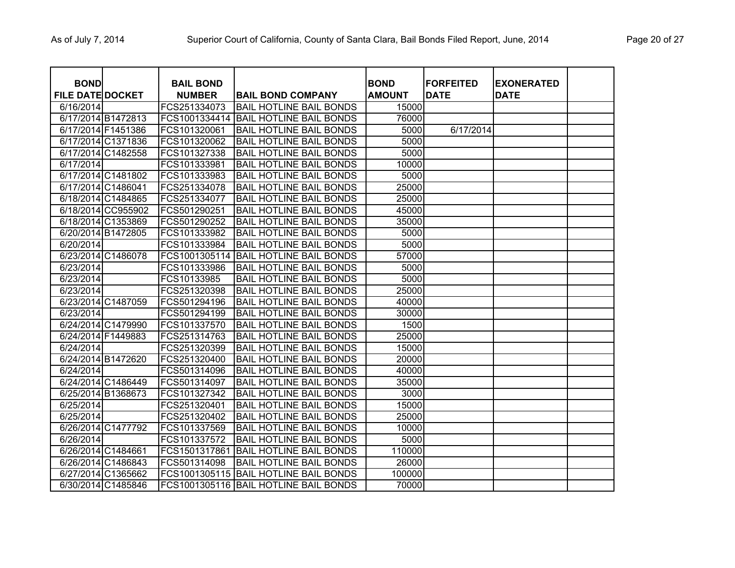| BOND FILE DATE | DOCKET | BAIL BOND NUMBER | BAIL BOND COMPANY | BOND AMOUNT | FORFEITED DATE | EXONERATED DATE | |
|---|---|---|---|---|---|---|---|
| 6/16/2014 | | FCS251334073 | BAIL HOTLINE BAIL BONDS | 15000 | | | |
| 6/17/2014 | B1472813 | FCS1001334414 | BAIL HOTLINE BAIL BONDS | 76000 | | | |
| 6/17/2014 | F1451386 | FCS101320061 | BAIL HOTLINE BAIL BONDS | 5000 | 6/17/2014 | | |
| 6/17/2014 | C1371836 | FCS101320062 | BAIL HOTLINE BAIL BONDS | 5000 | | | |
| 6/17/2014 | C1482558 | FCS101327338 | BAIL HOTLINE BAIL BONDS | 5000 | | | |
| 6/17/2014 | | FCS101333981 | BAIL HOTLINE BAIL BONDS | 10000 | | | |
| 6/17/2014 | C1481802 | FCS101333983 | BAIL HOTLINE BAIL BONDS | 5000 | | | |
| 6/17/2014 | C1486041 | FCS251334078 | BAIL HOTLINE BAIL BONDS | 25000 | | | |
| 6/18/2014 | C1484865 | FCS251334077 | BAIL HOTLINE BAIL BONDS | 25000 | | | |
| 6/18/2014 | CC955902 | FCS501290251 | BAIL HOTLINE BAIL BONDS | 45000 | | | |
| 6/18/2014 | C1353869 | FCS501290252 | BAIL HOTLINE BAIL BONDS | 35000 | | | |
| 6/20/2014 | B1472805 | FCS101333982 | BAIL HOTLINE BAIL BONDS | 5000 | | | |
| 6/20/2014 | | FCS101333984 | BAIL HOTLINE BAIL BONDS | 5000 | | | |
| 6/23/2014 | C1486078 | FCS1001305114 | BAIL HOTLINE BAIL BONDS | 57000 | | | |
| 6/23/2014 | | FCS101333986 | BAIL HOTLINE BAIL BONDS | 5000 | | | |
| 6/23/2014 | | FCS10133985 | BAIL HOTLINE BAIL BONDS | 5000 | | | |
| 6/23/2014 | | FCS251320398 | BAIL HOTLINE BAIL BONDS | 25000 | | | |
| 6/23/2014 | C1487059 | FCS501294196 | BAIL HOTLINE BAIL BONDS | 40000 | | | |
| 6/23/2014 | | FCS501294199 | BAIL HOTLINE BAIL BONDS | 30000 | | | |
| 6/24/2014 | C1479990 | FCS101337570 | BAIL HOTLINE BAIL BONDS | 1500 | | | |
| 6/24/2014 | F1449883 | FCS251314763 | BAIL HOTLINE BAIL BONDS | 25000 | | | |
| 6/24/2014 | | FCS251320399 | BAIL HOTLINE BAIL BONDS | 15000 | | | |
| 6/24/2014 | B1472620 | FCS251320400 | BAIL HOTLINE BAIL BONDS | 20000 | | | |
| 6/24/2014 | | FCS501314096 | BAIL HOTLINE BAIL BONDS | 40000 | | | |
| 6/24/2014 | C1486449 | FCS501314097 | BAIL HOTLINE BAIL BONDS | 35000 | | | |
| 6/25/2014 | B1368673 | FCS101327342 | BAIL HOTLINE BAIL BONDS | 3000 | | | |
| 6/25/2014 | | FCS251320401 | BAIL HOTLINE BAIL BONDS | 15000 | | | |
| 6/25/2014 | | FCS251320402 | BAIL HOTLINE BAIL BONDS | 25000 | | | |
| 6/26/2014 | C1477792 | FCS101337569 | BAIL HOTLINE BAIL BONDS | 10000 | | | |
| 6/26/2014 | | FCS101337572 | BAIL HOTLINE BAIL BONDS | 5000 | | | |
| 6/26/2014 | C1484661 | FCS1501317861 | BAIL HOTLINE BAIL BONDS | 110000 | | | |
| 6/26/2014 | C1486843 | FCS501314098 | BAIL HOTLINE BAIL BONDS | 26000 | | | |
| 6/27/2014 | C1365662 | FCS1001305115 | BAIL HOTLINE BAIL BONDS | 100000 | | | |
| 6/30/2014 | C1485846 | FCS1001305116 | BAIL HOTLINE BAIL BONDS | 70000 | | | |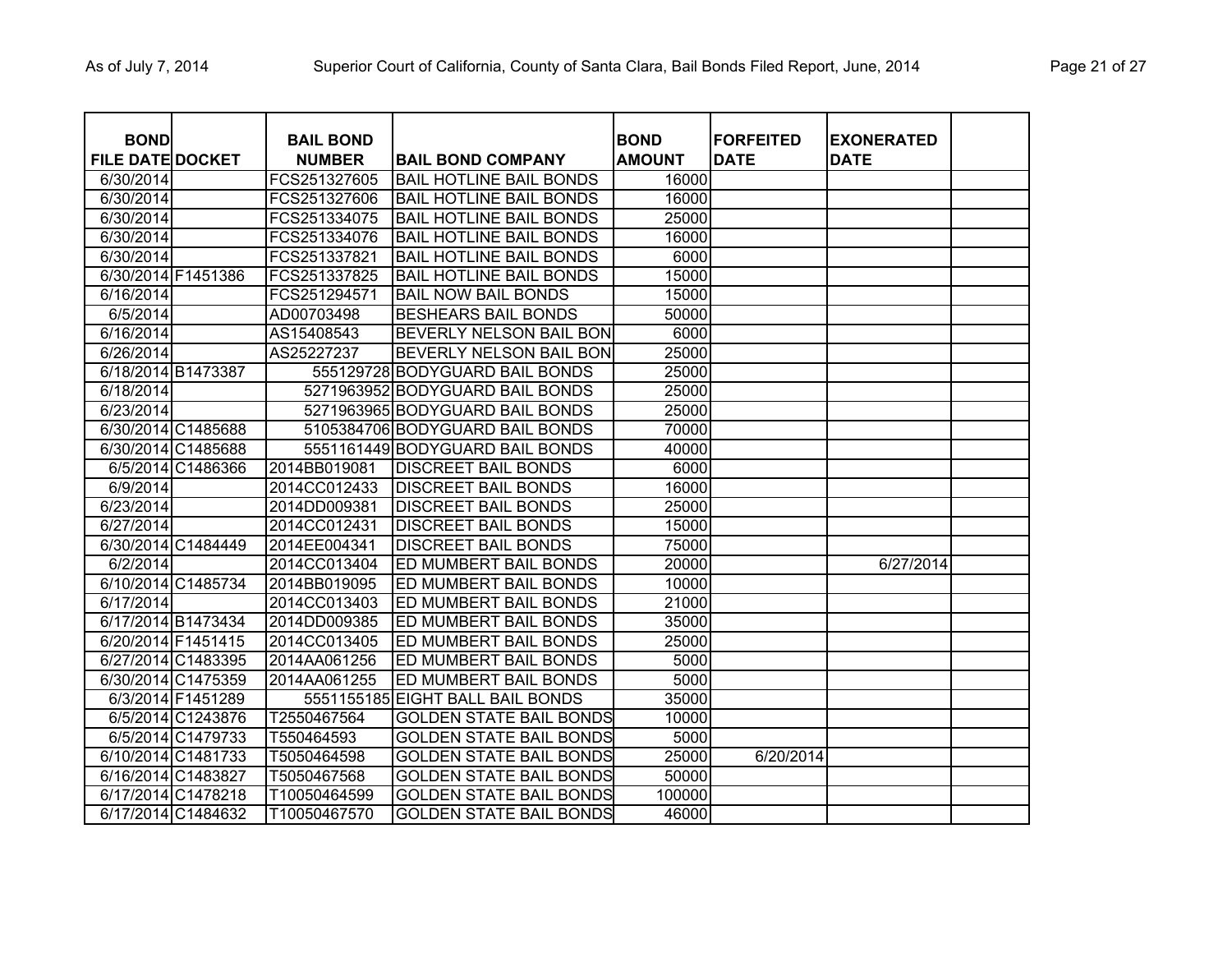| BOND FILE DATE | DOCKET | BAIL BOND NUMBER | BAIL BOND COMPANY | BOND AMOUNT | FORFEITED DATE | EXONERATED DATE | |
|---|---|---|---|---|---|---|---|
| 6/30/2014 | | FCS251327605 | BAIL HOTLINE BAIL BONDS | 16000 | | | |
| 6/30/2014 | | FCS251327606 | BAIL HOTLINE BAIL BONDS | 16000 | | | |
| 6/30/2014 | | FCS251334075 | BAIL HOTLINE BAIL BONDS | 25000 | | | |
| 6/30/2014 | | FCS251334076 | BAIL HOTLINE BAIL BONDS | 16000 | | | |
| 6/30/2014 | | FCS251337821 | BAIL HOTLINE BAIL BONDS | 6000 | | | |
| 6/30/2014 | F1451386 | FCS251337825 | BAIL HOTLINE BAIL BONDS | 15000 | | | |
| 6/16/2014 | | FCS251294571 | BAIL NOW BAIL BONDS | 15000 | | | |
| 6/5/2014 | | AD00703498 | BESHEARS BAIL BONDS | 50000 | | | |
| 6/16/2014 | | AS15408543 | BEVERLY NELSON BAIL BON | 6000 | | | |
| 6/26/2014 | | AS25227237 | BEVERLY NELSON BAIL BON | 25000 | | | |
| 6/18/2014 | B1473387 | 555129728 | BODYGUARD BAIL BONDS | 25000 | | | |
| 6/18/2014 | | 5271963952 | BODYGUARD BAIL BONDS | 25000 | | | |
| 6/23/2014 | | 5271963965 | BODYGUARD BAIL BONDS | 25000 | | | |
| 6/30/2014 | C1485688 | 5105384706 | BODYGUARD BAIL BONDS | 70000 | | | |
| 6/30/2014 | C1485688 | 5551161449 | BODYGUARD BAIL BONDS | 40000 | | | |
| 6/5/2014 | C1486366 | 2014BB019081 | DISCREET BAIL BONDS | 6000 | | | |
| 6/9/2014 | | 2014CC012433 | DISCREET BAIL BONDS | 16000 | | | |
| 6/23/2014 | | 2014DD009381 | DISCREET BAIL BONDS | 25000 | | | |
| 6/27/2014 | | 2014CC012431 | DISCREET BAIL BONDS | 15000 | | | |
| 6/30/2014 | C1484449 | 2014EE004341 | DISCREET BAIL BONDS | 75000 | | | |
| 6/2/2014 | | 2014CC013404 | ED MUMBERT BAIL BONDS | 20000 | | 6/27/2014 | |
| 6/10/2014 | C1485734 | 2014BB019095 | ED MUMBERT BAIL BONDS | 10000 | | | |
| 6/17/2014 | | 2014CC013403 | ED MUMBERT BAIL BONDS | 21000 | | | |
| 6/17/2014 | B1473434 | 2014DD009385 | ED MUMBERT BAIL BONDS | 35000 | | | |
| 6/20/2014 | F1451415 | 2014CC013405 | ED MUMBERT BAIL BONDS | 25000 | | | |
| 6/27/2014 | C1483395 | 2014AA061256 | ED MUMBERT BAIL BONDS | 5000 | | | |
| 6/30/2014 | C1475359 | 2014AA061255 | ED MUMBERT BAIL BONDS | 5000 | | | |
| 6/3/2014 | F1451289 | 5551155185 | EIGHT BALL BAIL BONDS | 35000 | | | |
| 6/5/2014 | C1243876 | T2550467564 | GOLDEN STATE BAIL BONDS | 10000 | | | |
| 6/5/2014 | C1479733 | T550464593 | GOLDEN STATE BAIL BONDS | 5000 | | | |
| 6/10/2014 | C1481733 | T5050464598 | GOLDEN STATE BAIL BONDS | 25000 | 6/20/2014 | | |
| 6/16/2014 | C1483827 | T5050467568 | GOLDEN STATE BAIL BONDS | 50000 | | | |
| 6/17/2014 | C1478218 | T10050464599 | GOLDEN STATE BAIL BONDS | 100000 | | | |
| 6/17/2014 | C1484632 | T10050467570 | GOLDEN STATE BAIL BONDS | 46000 | | | |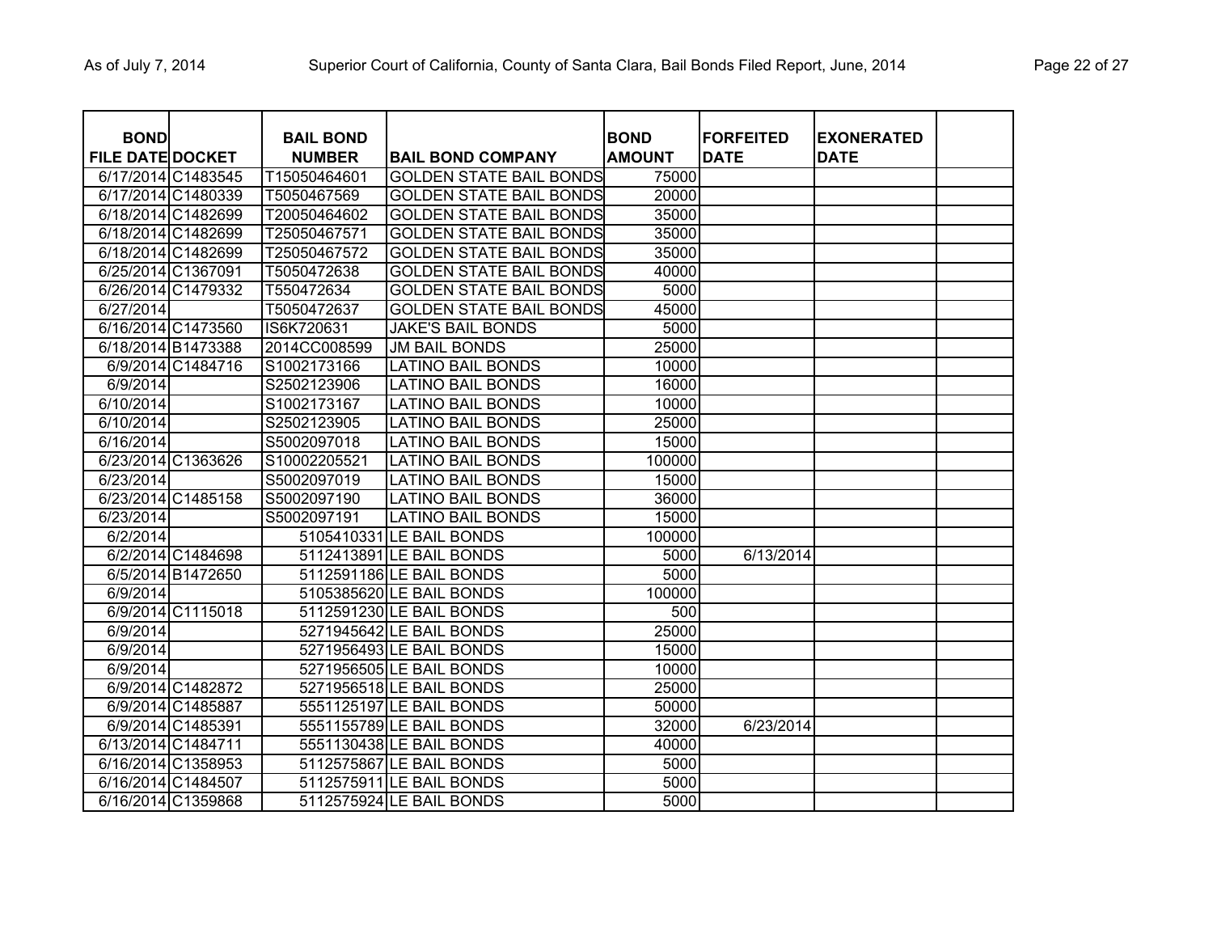| BOND FILE DATE | DOCKET | BAIL BOND NUMBER | BAIL BOND COMPANY | BOND AMOUNT | FORFEITED DATE | EXONERATED DATE | |
|---|---|---|---|---|---|---|---|
| 6/17/2014 | C1483545 | T15050464601 | GOLDEN STATE BAIL BONDS | 75000 | | | |
| 6/17/2014 | C1480339 | T5050467569 | GOLDEN STATE BAIL BONDS | 20000 | | | |
| 6/18/2014 | C1482699 | T20050464602 | GOLDEN STATE BAIL BONDS | 35000 | | | |
| 6/18/2014 | C1482699 | T25050467571 | GOLDEN STATE BAIL BONDS | 35000 | | | |
| 6/18/2014 | C1482699 | T25050467572 | GOLDEN STATE BAIL BONDS | 35000 | | | |
| 6/25/2014 | C1367091 | T5050472638 | GOLDEN STATE BAIL BONDS | 40000 | | | |
| 6/26/2014 | C1479332 | T550472634 | GOLDEN STATE BAIL BONDS | 5000 | | | |
| 6/27/2014 | | T5050472637 | GOLDEN STATE BAIL BONDS | 45000 | | | |
| 6/16/2014 | C1473560 | IS6K720631 | JAKE'S BAIL BONDS | 5000 | | | |
| 6/18/2014 | B1473388 | 2014CC008599 | JM BAIL BONDS | 25000 | | | |
| 6/9/2014 | C1484716 | S1002173166 | LATINO BAIL BONDS | 10000 | | | |
| 6/9/2014 | | S2502123906 | LATINO BAIL BONDS | 16000 | | | |
| 6/10/2014 | | S1002173167 | LATINO BAIL BONDS | 10000 | | | |
| 6/10/2014 | | S2502123905 | LATINO BAIL BONDS | 25000 | | | |
| 6/16/2014 | | S5002097018 | LATINO BAIL BONDS | 15000 | | | |
| 6/23/2014 | C1363626 | S10002205521 | LATINO BAIL BONDS | 100000 | | | |
| 6/23/2014 | | S5002097019 | LATINO BAIL BONDS | 15000 | | | |
| 6/23/2014 | C1485158 | S5002097190 | LATINO BAIL BONDS | 36000 | | | |
| 6/23/2014 | | S5002097191 | LATINO BAIL BONDS | 15000 | | | |
| 6/2/2014 | | 5105410331 | LE BAIL BONDS | 100000 | | | |
| 6/2/2014 | C1484698 | 5112413891 | LE BAIL BONDS | 5000 | 6/13/2014 | | |
| 6/5/2014 | B1472650 | 5112591186 | LE BAIL BONDS | 5000 | | | |
| 6/9/2014 | | 5105385620 | LE BAIL BONDS | 100000 | | | |
| 6/9/2014 | C1115018 | 5112591230 | LE BAIL BONDS | 500 | | | |
| 6/9/2014 | | 5271945642 | LE BAIL BONDS | 25000 | | | |
| 6/9/2014 | | 5271956493 | LE BAIL BONDS | 15000 | | | |
| 6/9/2014 | | 5271956505 | LE BAIL BONDS | 10000 | | | |
| 6/9/2014 | C1482872 | 5271956518 | LE BAIL BONDS | 25000 | | | |
| 6/9/2014 | C1485887 | 5551125197 | LE BAIL BONDS | 50000 | | | |
| 6/9/2014 | C1485391 | 5551155789 | LE BAIL BONDS | 32000 | 6/23/2014 | | |
| 6/13/2014 | C1484711 | 5551130438 | LE BAIL BONDS | 40000 | | | |
| 6/16/2014 | C1358953 | 5112575867 | LE BAIL BONDS | 5000 | | | |
| 6/16/2014 | C1484507 | 5112575911 | LE BAIL BONDS | 5000 | | | |
| 6/16/2014 | C1359868 | 5112575924 | LE BAIL BONDS | 5000 | | | |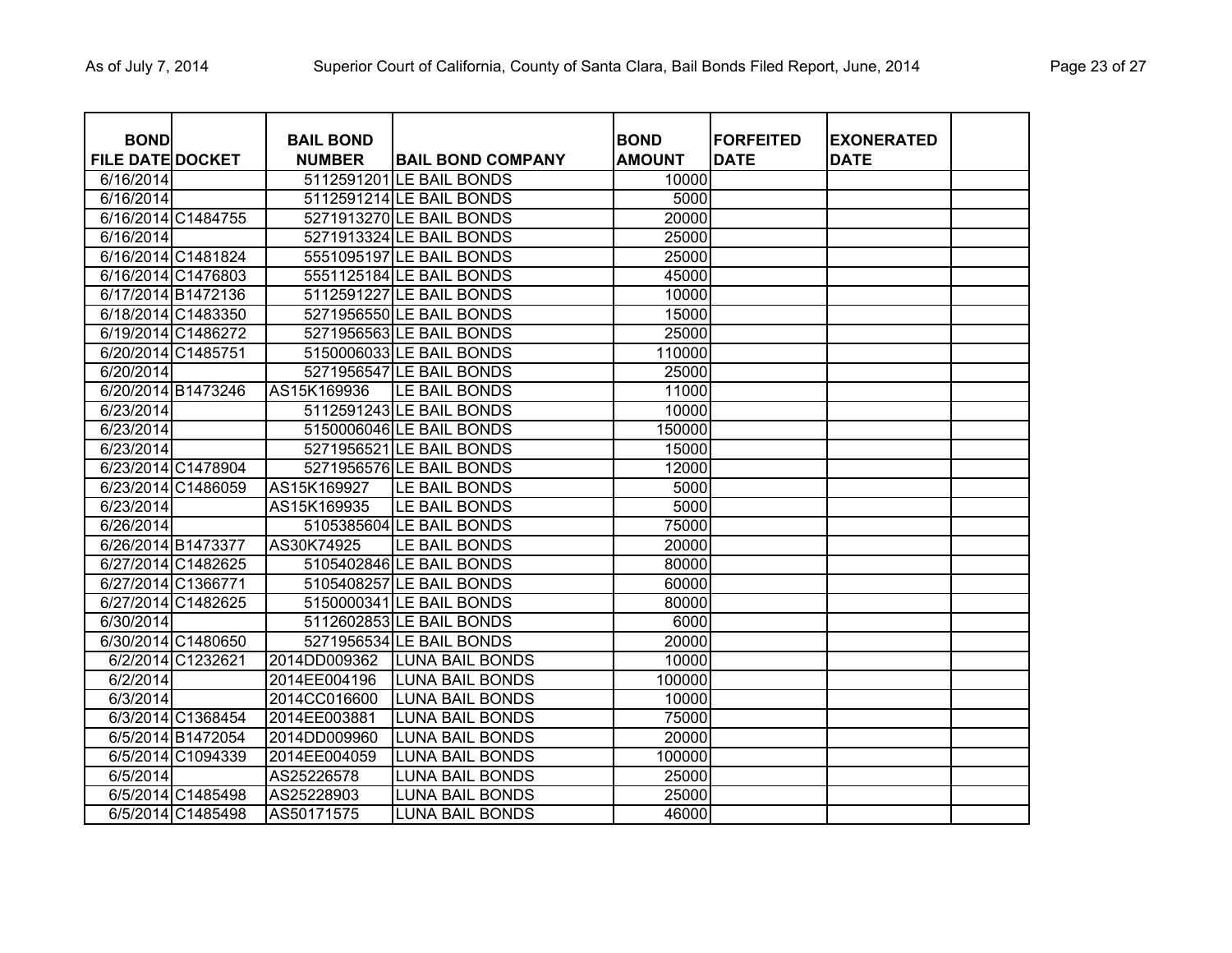| BOND FILE DATE | DOCKET | BAIL BOND NUMBER | BAIL BOND COMPANY | BOND AMOUNT | FORFEITED DATE | EXONERATED DATE | |
|---|---|---|---|---|---|---|---|
| 6/16/2014 | | 5112591201 | LE BAIL BONDS | 10000 | | | |
| 6/16/2014 | | 5112591214 | LE BAIL BONDS | 5000 | | | |
| 6/16/2014 | C1484755 | 5271913270 | LE BAIL BONDS | 20000 | | | |
| 6/16/2014 | | 5271913324 | LE BAIL BONDS | 25000 | | | |
| 6/16/2014 | C1481824 | 5551095197 | LE BAIL BONDS | 25000 | | | |
| 6/16/2014 | C1476803 | 5551125184 | LE BAIL BONDS | 45000 | | | |
| 6/17/2014 | B1472136 | 5112591227 | LE BAIL BONDS | 10000 | | | |
| 6/18/2014 | C1483350 | 5271956550 | LE BAIL BONDS | 15000 | | | |
| 6/19/2014 | C1486272 | 5271956563 | LE BAIL BONDS | 25000 | | | |
| 6/20/2014 | C1485751 | 5150006033 | LE BAIL BONDS | 110000 | | | |
| 6/20/2014 | | 5271956547 | LE BAIL BONDS | 25000 | | | |
| 6/20/2014 | B1473246 | AS15K169936 | LE BAIL BONDS | 11000 | | | |
| 6/23/2014 | | 5112591243 | LE BAIL BONDS | 10000 | | | |
| 6/23/2014 | | 5150006046 | LE BAIL BONDS | 150000 | | | |
| 6/23/2014 | | 5271956521 | LE BAIL BONDS | 15000 | | | |
| 6/23/2014 | C1478904 | 5271956576 | LE BAIL BONDS | 12000 | | | |
| 6/23/2014 | C1486059 | AS15K169927 | LE BAIL BONDS | 5000 | | | |
| 6/23/2014 | | AS15K169935 | LE BAIL BONDS | 5000 | | | |
| 6/26/2014 | | 5105385604 | LE BAIL BONDS | 75000 | | | |
| 6/26/2014 | B1473377 | AS30K74925 | LE BAIL BONDS | 20000 | | | |
| 6/27/2014 | C1482625 | 5105402846 | LE BAIL BONDS | 80000 | | | |
| 6/27/2014 | C1366771 | 5105408257 | LE BAIL BONDS | 60000 | | | |
| 6/27/2014 | C1482625 | 5150000341 | LE BAIL BONDS | 80000 | | | |
| 6/30/2014 | | 5112602853 | LE BAIL BONDS | 6000 | | | |
| 6/30/2014 | C1480650 | 5271956534 | LE BAIL BONDS | 20000 | | | |
| 6/2/2014 | C1232621 | 2014DD009362 | LUNA BAIL BONDS | 10000 | | | |
| 6/2/2014 | | 2014EE004196 | LUNA BAIL BONDS | 100000 | | | |
| 6/3/2014 | | 2014CC016600 | LUNA BAIL BONDS | 10000 | | | |
| 6/3/2014 | C1368454 | 2014EE003881 | LUNA BAIL BONDS | 75000 | | | |
| 6/5/2014 | B1472054 | 2014DD009960 | LUNA BAIL BONDS | 20000 | | | |
| 6/5/2014 | C1094339 | 2014EE004059 | LUNA BAIL BONDS | 100000 | | | |
| 6/5/2014 | | AS25226578 | LUNA BAIL BONDS | 25000 | | | |
| 6/5/2014 | C1485498 | AS25228903 | LUNA BAIL BONDS | 25000 | | | |
| 6/5/2014 | C1485498 | AS50171575 | LUNA BAIL BONDS | 46000 | | | |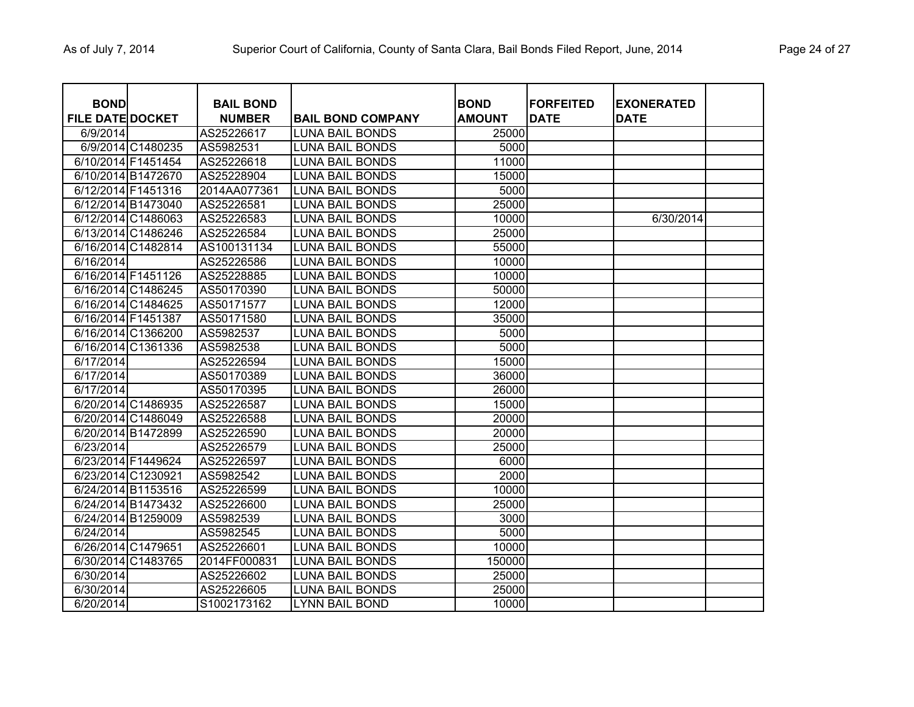| BOND FILE DATE | DOCKET | BAIL BOND NUMBER | BAIL BOND COMPANY | BOND AMOUNT | FORFEITED DATE | EXONERATED DATE | |
|---|---|---|---|---|---|---|---|
| 6/9/2014 | | AS25226617 | LUNA BAIL BONDS | 25000 | | | |
| 6/9/2014 | C1480235 | AS5982531 | LUNA BAIL BONDS | 5000 | | | |
| 6/10/2014 | F1451454 | AS25226618 | LUNA BAIL BONDS | 11000 | | | |
| 6/10/2014 | B1472670 | AS25228904 | LUNA BAIL BONDS | 15000 | | | |
| 6/12/2014 | F1451316 | 2014AA077361 | LUNA BAIL BONDS | 5000 | | | |
| 6/12/2014 | B1473040 | AS25226581 | LUNA BAIL BONDS | 25000 | | | |
| 6/12/2014 | C1486063 | AS25226583 | LUNA BAIL BONDS | 10000 | | 6/30/2014 | |
| 6/13/2014 | C1486246 | AS25226584 | LUNA BAIL BONDS | 25000 | | | |
| 6/16/2014 | C1482814 | AS100131134 | LUNA BAIL BONDS | 55000 | | | |
| 6/16/2014 | | AS25226586 | LUNA BAIL BONDS | 10000 | | | |
| 6/16/2014 | F1451126 | AS25228885 | LUNA BAIL BONDS | 10000 | | | |
| 6/16/2014 | C1486245 | AS50170390 | LUNA BAIL BONDS | 50000 | | | |
| 6/16/2014 | C1484625 | AS50171577 | LUNA BAIL BONDS | 12000 | | | |
| 6/16/2014 | F1451387 | AS50171580 | LUNA BAIL BONDS | 35000 | | | |
| 6/16/2014 | C1366200 | AS5982537 | LUNA BAIL BONDS | 5000 | | | |
| 6/16/2014 | C1361336 | AS5982538 | LUNA BAIL BONDS | 5000 | | | |
| 6/17/2014 | | AS25226594 | LUNA BAIL BONDS | 15000 | | | |
| 6/17/2014 | | AS50170389 | LUNA BAIL BONDS | 36000 | | | |
| 6/17/2014 | | AS50170395 | LUNA BAIL BONDS | 26000 | | | |
| 6/20/2014 | C1486935 | AS25226587 | LUNA BAIL BONDS | 15000 | | | |
| 6/20/2014 | C1486049 | AS25226588 | LUNA BAIL BONDS | 20000 | | | |
| 6/20/2014 | B1472899 | AS25226590 | LUNA BAIL BONDS | 20000 | | | |
| 6/23/2014 | | AS25226579 | LUNA BAIL BONDS | 25000 | | | |
| 6/23/2014 | F1449624 | AS25226597 | LUNA BAIL BONDS | 6000 | | | |
| 6/23/2014 | C1230921 | AS5982542 | LUNA BAIL BONDS | 2000 | | | |
| 6/24/2014 | B1153516 | AS25226599 | LUNA BAIL BONDS | 10000 | | | |
| 6/24/2014 | B1473432 | AS25226600 | LUNA BAIL BONDS | 25000 | | | |
| 6/24/2014 | B1259009 | AS5982539 | LUNA BAIL BONDS | 3000 | | | |
| 6/24/2014 | | AS5982545 | LUNA BAIL BONDS | 5000 | | | |
| 6/26/2014 | C1479651 | AS25226601 | LUNA BAIL BONDS | 10000 | | | |
| 6/30/2014 | C1483765 | 2014FF000831 | LUNA BAIL BONDS | 150000 | | | |
| 6/30/2014 | | AS25226602 | LUNA BAIL BONDS | 25000 | | | |
| 6/30/2014 | | AS25226605 | LUNA BAIL BONDS | 25000 | | | |
| 6/20/2014 | | S1002173162 | LYNN BAIL BOND | 10000 | | | |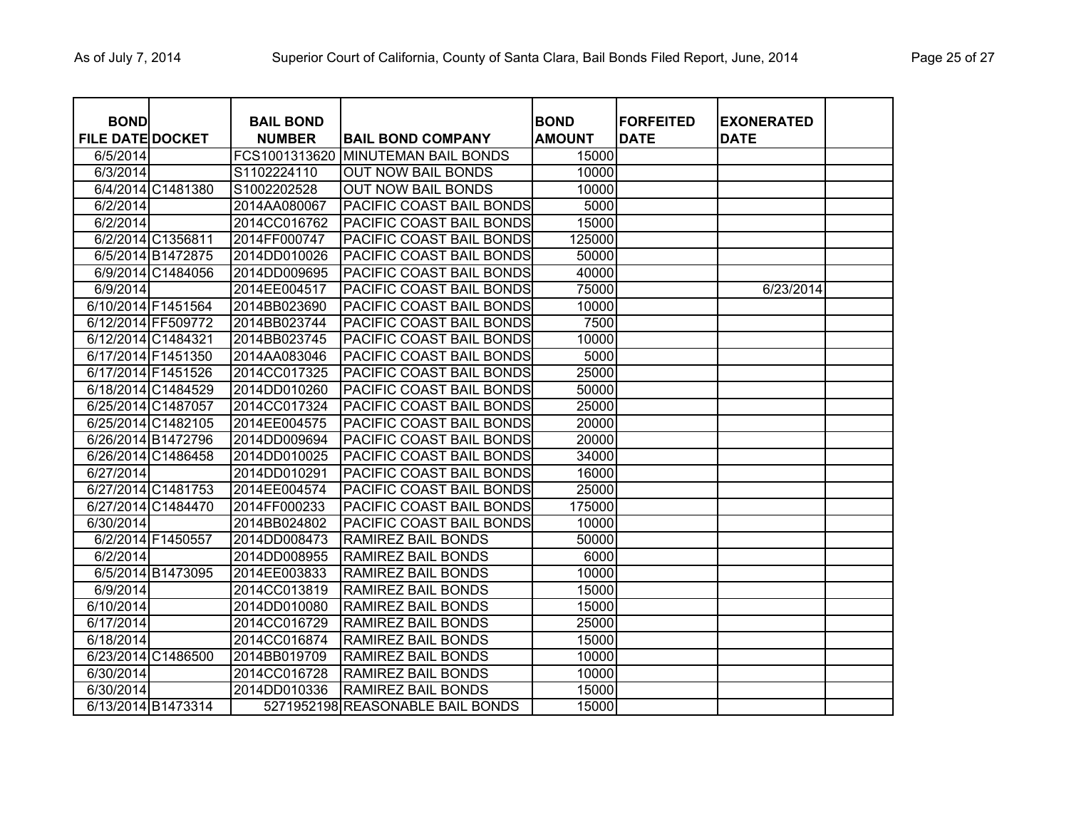| BOND FILE DATE | DOCKET | BAIL BOND NUMBER | BAIL BOND COMPANY | BOND AMOUNT | FORFEITED DATE | EXONERATED DATE | |
|---|---|---|---|---|---|---|---|
| 6/5/2014 | | FCS1001313620 | MINUTEMAN BAIL BONDS | 15000 | | | |
| 6/3/2014 | | S1102224110 | OUT NOW BAIL BONDS | 10000 | | | |
| 6/4/2014 | C1481380 | S1002202528 | OUT NOW BAIL BONDS | 10000 | | | |
| 6/2/2014 | | 2014AA080067 | PACIFIC COAST BAIL BONDS | 5000 | | | |
| 6/2/2014 | | 2014CC016762 | PACIFIC COAST BAIL BONDS | 15000 | | | |
| 6/2/2014 | C1356811 | 2014FF000747 | PACIFIC COAST BAIL BONDS | 125000 | | | |
| 6/5/2014 | B1472875 | 2014DD010026 | PACIFIC COAST BAIL BONDS | 50000 | | | |
| 6/9/2014 | C1484056 | 2014DD009695 | PACIFIC COAST BAIL BONDS | 40000 | | | |
| 6/9/2014 | | 2014EE004517 | PACIFIC COAST BAIL BONDS | 75000 | | 6/23/2014 | |
| 6/10/2014 | F1451564 | 2014BB023690 | PACIFIC COAST BAIL BONDS | 10000 | | | |
| 6/12/2014 | FF509772 | 2014BB023744 | PACIFIC COAST BAIL BONDS | 7500 | | | |
| 6/12/2014 | C1484321 | 2014BB023745 | PACIFIC COAST BAIL BONDS | 10000 | | | |
| 6/17/2014 | F1451350 | 2014AA083046 | PACIFIC COAST BAIL BONDS | 5000 | | | |
| 6/17/2014 | F1451526 | 2014CC017325 | PACIFIC COAST BAIL BONDS | 25000 | | | |
| 6/18/2014 | C1484529 | 2014DD010260 | PACIFIC COAST BAIL BONDS | 50000 | | | |
| 6/25/2014 | C1487057 | 2014CC017324 | PACIFIC COAST BAIL BONDS | 25000 | | | |
| 6/25/2014 | C1482105 | 2014EE004575 | PACIFIC COAST BAIL BONDS | 20000 | | | |
| 6/26/2014 | B1472796 | 2014DD009694 | PACIFIC COAST BAIL BONDS | 20000 | | | |
| 6/26/2014 | C1486458 | 2014DD010025 | PACIFIC COAST BAIL BONDS | 34000 | | | |
| 6/27/2014 | | 2014DD010291 | PACIFIC COAST BAIL BONDS | 16000 | | | |
| 6/27/2014 | C1481753 | 2014EE004574 | PACIFIC COAST BAIL BONDS | 25000 | | | |
| 6/27/2014 | C1484470 | 2014FF000233 | PACIFIC COAST BAIL BONDS | 175000 | | | |
| 6/30/2014 | | 2014BB024802 | PACIFIC COAST BAIL BONDS | 10000 | | | |
| 6/2/2014 | F1450557 | 2014DD008473 | RAMIREZ BAIL BONDS | 50000 | | | |
| 6/2/2014 | | 2014DD008955 | RAMIREZ BAIL BONDS | 6000 | | | |
| 6/5/2014 | B1473095 | 2014EE003833 | RAMIREZ BAIL BONDS | 10000 | | | |
| 6/9/2014 | | 2014CC013819 | RAMIREZ BAIL BONDS | 15000 | | | |
| 6/10/2014 | | 2014DD010080 | RAMIREZ BAIL BONDS | 15000 | | | |
| 6/17/2014 | | 2014CC016729 | RAMIREZ BAIL BONDS | 25000 | | | |
| 6/18/2014 | | 2014CC016874 | RAMIREZ BAIL BONDS | 15000 | | | |
| 6/23/2014 | C1486500 | 2014BB019709 | RAMIREZ BAIL BONDS | 10000 | | | |
| 6/30/2014 | | 2014CC016728 | RAMIREZ BAIL BONDS | 10000 | | | |
| 6/30/2014 | | 2014DD010336 | RAMIREZ BAIL BONDS | 15000 | | | |
| 6/13/2014 | B1473314 | 5271952198 | REASONABLE BAIL BONDS | 15000 | | | |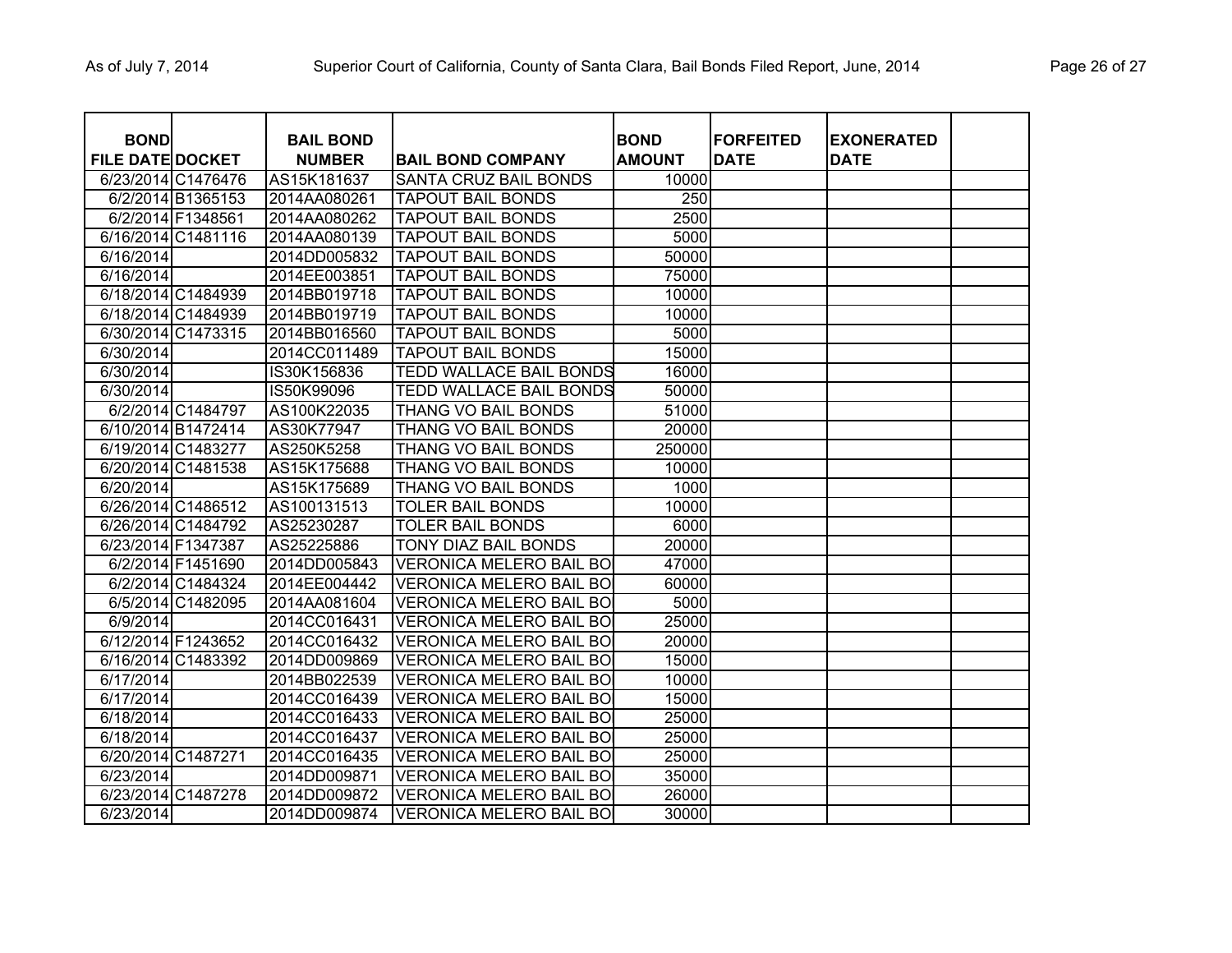| BOND FILE DATE | DOCKET | BAIL BOND NUMBER | BAIL BOND COMPANY | BOND AMOUNT | FORFEITED DATE | EXONERATED DATE | |
|---|---|---|---|---|---|---|---|
| 6/23/2014 | C1476476 | AS15K181637 | SANTA CRUZ BAIL BONDS | 10000 | | | |
| 6/2/2014 | B1365153 | 2014AA080261 | TAPOUT BAIL BONDS | 250 | | | |
| 6/2/2014 | F1348561 | 2014AA080262 | TAPOUT BAIL BONDS | 2500 | | | |
| 6/16/2014 | C1481116 | 2014AA080139 | TAPOUT BAIL BONDS | 5000 | | | |
| 6/16/2014 | | 2014DD005832 | TAPOUT BAIL BONDS | 50000 | | | |
| 6/16/2014 | | 2014EE003851 | TAPOUT BAIL BONDS | 75000 | | | |
| 6/18/2014 | C1484939 | 2014BB019718 | TAPOUT BAIL BONDS | 10000 | | | |
| 6/18/2014 | C1484939 | 2014BB019719 | TAPOUT BAIL BONDS | 10000 | | | |
| 6/30/2014 | C1473315 | 2014BB016560 | TAPOUT BAIL BONDS | 5000 | | | |
| 6/30/2014 | | 2014CC011489 | TAPOUT BAIL BONDS | 15000 | | | |
| 6/30/2014 | | IS30K156836 | TEDD WALLACE BAIL BONDS | 16000 | | | |
| 6/30/2014 | | IS50K99096 | TEDD WALLACE BAIL BONDS | 50000 | | | |
| 6/2/2014 | C1484797 | AS100K22035 | THANG VO BAIL BONDS | 51000 | | | |
| 6/10/2014 | B1472414 | AS30K77947 | THANG VO BAIL BONDS | 20000 | | | |
| 6/19/2014 | C1483277 | AS250K5258 | THANG VO BAIL BONDS | 250000 | | | |
| 6/20/2014 | C1481538 | AS15K175688 | THANG VO BAIL BONDS | 10000 | | | |
| 6/20/2014 | | AS15K175689 | THANG VO BAIL BONDS | 1000 | | | |
| 6/26/2014 | C1486512 | AS100131513 | TOLER BAIL BONDS | 10000 | | | |
| 6/26/2014 | C1484792 | AS25230287 | TOLER BAIL BONDS | 6000 | | | |
| 6/23/2014 | F1347387 | AS25225886 | TONY DIAZ BAIL BONDS | 20000 | | | |
| 6/2/2014 | F1451690 | 2014DD005843 | VERONICA MELERO BAIL BO | 47000 | | | |
| 6/2/2014 | C1484324 | 2014EE004442 | VERONICA MELERO BAIL BO | 60000 | | | |
| 6/5/2014 | C1482095 | 2014AA081604 | VERONICA MELERO BAIL BO | 5000 | | | |
| 6/9/2014 | | 2014CC016431 | VERONICA MELERO BAIL BO | 25000 | | | |
| 6/12/2014 | F1243652 | 2014CC016432 | VERONICA MELERO BAIL BO | 20000 | | | |
| 6/16/2014 | C1483392 | 2014DD009869 | VERONICA MELERO BAIL BO | 15000 | | | |
| 6/17/2014 | | 2014BB022539 | VERONICA MELERO BAIL BO | 10000 | | | |
| 6/17/2014 | | 2014CC016439 | VERONICA MELERO BAIL BO | 15000 | | | |
| 6/18/2014 | | 2014CC016433 | VERONICA MELERO BAIL BO | 25000 | | | |
| 6/18/2014 | | 2014CC016437 | VERONICA MELERO BAIL BO | 25000 | | | |
| 6/20/2014 | C1487271 | 2014CC016435 | VERONICA MELERO BAIL BO | 25000 | | | |
| 6/23/2014 | | 2014DD009871 | VERONICA MELERO BAIL BO | 35000 | | | |
| 6/23/2014 | C1487278 | 2014DD009872 | VERONICA MELERO BAIL BO | 26000 | | | |
| 6/23/2014 | | 2014DD009874 | VERONICA MELERO BAIL BO | 30000 | | | |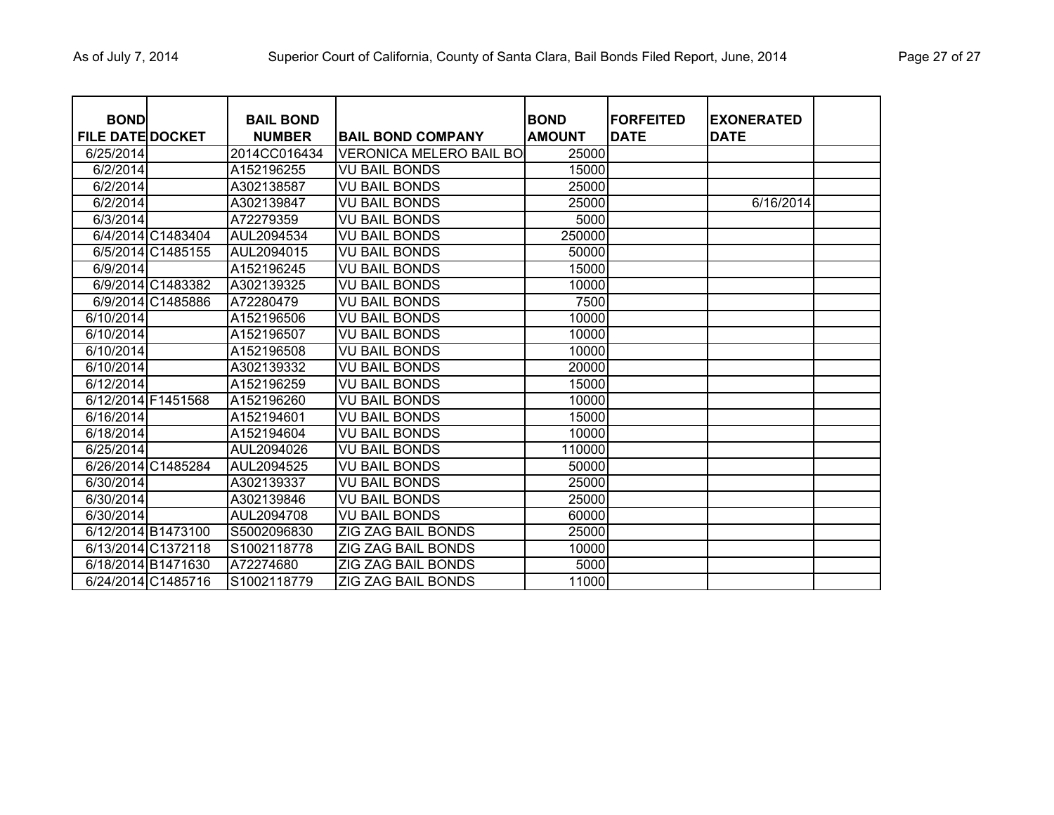| BOND FILE DATE | DOCKET | BAIL BOND NUMBER | BAIL BOND COMPANY | BOND AMOUNT | FORFEITED DATE | EXONERATED DATE | |
|---|---|---|---|---|---|---|---|
| 6/25/2014 | | 2014CC016434 | VERONICA MELERO BAIL BO | 25000 | | | |
| 6/2/2014 | | A152196255 | VU BAIL BONDS | 15000 | | | |
| 6/2/2014 | | A302138587 | VU BAIL BONDS | 25000 | | | |
| 6/2/2014 | | A302139847 | VU BAIL BONDS | 25000 | | 6/16/2014 | |
| 6/3/2014 | | A72279359 | VU BAIL BONDS | 5000 | | | |
| 6/4/2014 | C1483404 | AUL2094534 | VU BAIL BONDS | 250000 | | | |
| 6/5/2014 | C1485155 | AUL2094015 | VU BAIL BONDS | 50000 | | | |
| 6/9/2014 | | A152196245 | VU BAIL BONDS | 15000 | | | |
| 6/9/2014 | C1483382 | A302139325 | VU BAIL BONDS | 10000 | | | |
| 6/9/2014 | C1485886 | A72280479 | VU BAIL BONDS | 7500 | | | |
| 6/10/2014 | | A152196506 | VU BAIL BONDS | 10000 | | | |
| 6/10/2014 | | A152196507 | VU BAIL BONDS | 10000 | | | |
| 6/10/2014 | | A152196508 | VU BAIL BONDS | 10000 | | | |
| 6/10/2014 | | A302139332 | VU BAIL BONDS | 20000 | | | |
| 6/12/2014 | | A152196259 | VU BAIL BONDS | 15000 | | | |
| 6/12/2014 | F1451568 | A152196260 | VU BAIL BONDS | 10000 | | | |
| 6/16/2014 | | A152194601 | VU BAIL BONDS | 15000 | | | |
| 6/18/2014 | | A152194604 | VU BAIL BONDS | 10000 | | | |
| 6/25/2014 | | AUL2094026 | VU BAIL BONDS | 110000 | | | |
| 6/26/2014 | C1485284 | AUL2094525 | VU BAIL BONDS | 50000 | | | |
| 6/30/2014 | | A302139337 | VU BAIL BONDS | 25000 | | | |
| 6/30/2014 | | A302139846 | VU BAIL BONDS | 25000 | | | |
| 6/30/2014 | | AUL2094708 | VU BAIL BONDS | 60000 | | | |
| 6/12/2014 | B1473100 | S5002096830 | ZIG ZAG BAIL BONDS | 25000 | | | |
| 6/13/2014 | C1372118 | S1002118778 | ZIG ZAG BAIL BONDS | 10000 | | | |
| 6/18/2014 | B1471630 | A72274680 | ZIG ZAG BAIL BONDS | 5000 | | | |
| 6/24/2014 | C1485716 | S1002118779 | ZIG ZAG BAIL BONDS | 11000 | | | |